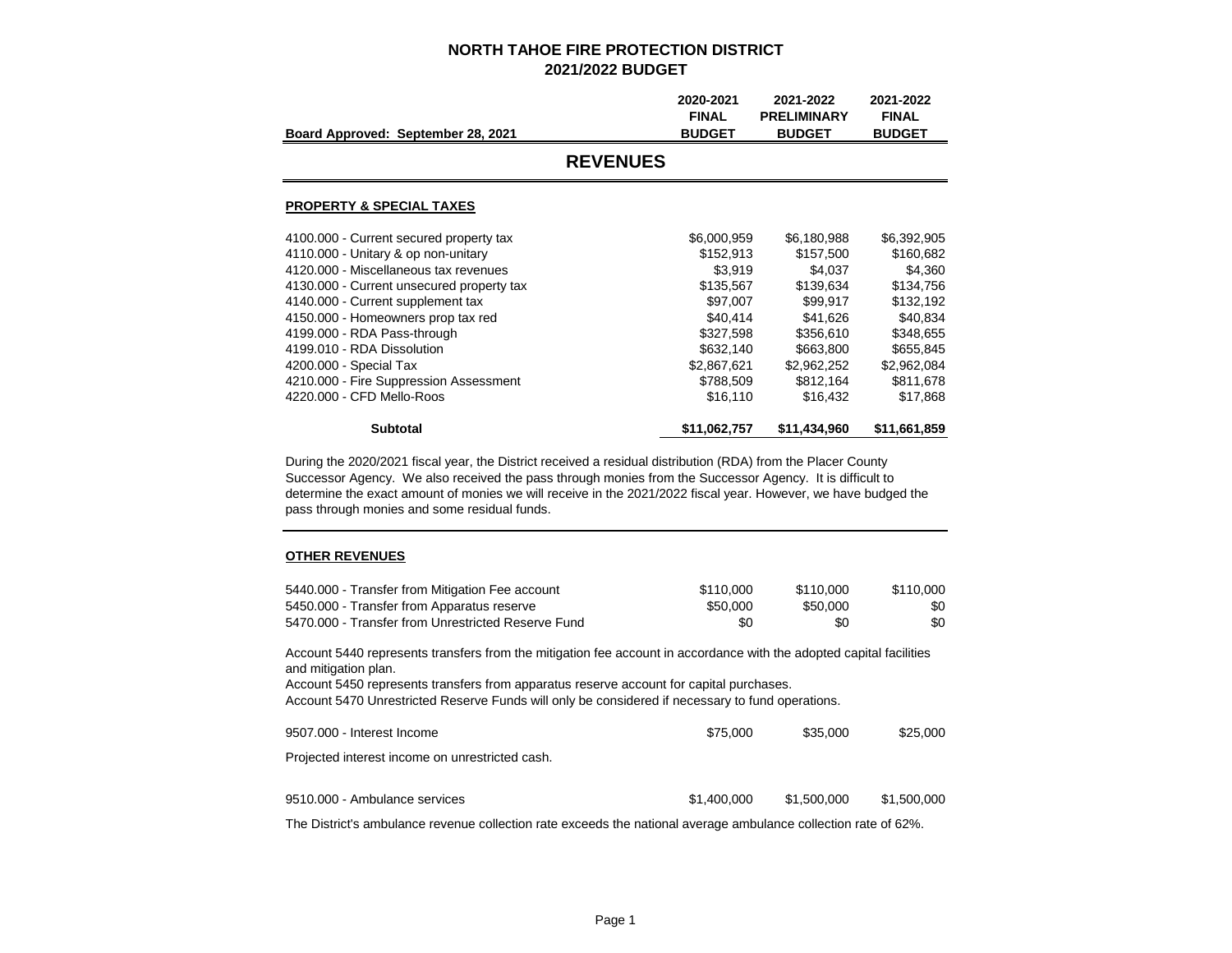# NORTH TAHOE FIRE PROTECTION DISTRICT
## 2021/2022 BUDGET

| Board Approved: September 28, 2021 | 2020-2021 FINAL BUDGET | 2021-2022 PRELIMINARY BUDGET | 2021-2022 FINAL BUDGET |
|---|---|---|---|

## REVENUES

### PROPERTY & SPECIAL TAXES

| | 2020-2021 FINAL BUDGET | 2021-2022 PRELIMINARY BUDGET | 2021-2022 FINAL BUDGET |
|---|---|---|---|
| 4100.000 - Current secured property tax | $6,000,959 | $6,180,988 | $6,392,905 |
| 4110.000 - Unitary & op non-unitary | $152,913 | $157,500 | $160,682 |
| 4120.000 - Miscellaneous tax revenues | $3,919 | $4,037 | $4,360 |
| 4130.000 - Current unsecured property tax | $135,567 | $139,634 | $134,756 |
| 4140.000 - Current supplement tax | $97,007 | $99,917 | $132,192 |
| 4150.000 - Homeowners prop tax red | $40,414 | $41,626 | $40,834 |
| 4199.000 - RDA Pass-through | $327,598 | $356,610 | $348,655 |
| 4199.010 - RDA Dissolution | $632,140 | $663,800 | $655,845 |
| 4200.000 - Special Tax | $2,867,621 | $2,962,252 | $2,962,084 |
| 4210.000 - Fire Suppression Assessment | $788,509 | $812,164 | $811,678 |
| 4220.000 - CFD Mello-Roos | $16,110 | $16,432 | $17,868 |
| **Subtotal** | **$11,062,757** | **$11,434,960** | **$11,661,859** |

During the 2020/2021 fiscal year, the District received a residual distribution (RDA) from the Placer County Successor Agency. We also received the pass through monies from the Successor Agency. It is difficult to determine the exact amount of monies we will receive in the 2021/2022 fiscal year. However, we have budged the pass through monies and some residual funds.

### OTHER REVENUES

| | 2020-2021 FINAL BUDGET | 2021-2022 PRELIMINARY BUDGET | 2021-2022 FINAL BUDGET |
|---|---|---|---|
| 5440.000 - Transfer from Mitigation Fee account | $110,000 | $110,000 | $110,000 |
| 5450.000 - Transfer from Apparatus reserve | $50,000 | $50,000 | $0 |
| 5470.000 - Transfer from Unrestricted Reserve Fund | $0 | $0 | $0 |

Account 5440 represents transfers from the mitigation fee account in accordance with the adopted capital facilities and mitigation plan.
Account 5450 represents transfers from apparatus reserve account for capital purchases.
Account 5470 Unrestricted Reserve Funds will only be considered if necessary to fund operations.

| | 2020-2021 FINAL BUDGET | 2021-2022 PRELIMINARY BUDGET | 2021-2022 FINAL BUDGET |
|---|---|---|---|
| 9507.000 - Interest Income | $75,000 | $35,000 | $25,000 |

Projected interest income on unrestricted cash.

| | 2020-2021 FINAL BUDGET | 2021-2022 PRELIMINARY BUDGET | 2021-2022 FINAL BUDGET |
|---|---|---|---|
| 9510.000 - Ambulance services | $1,400,000 | $1,500,000 | $1,500,000 |

The District's ambulance revenue collection rate exceeds the national average ambulance collection rate of 62%.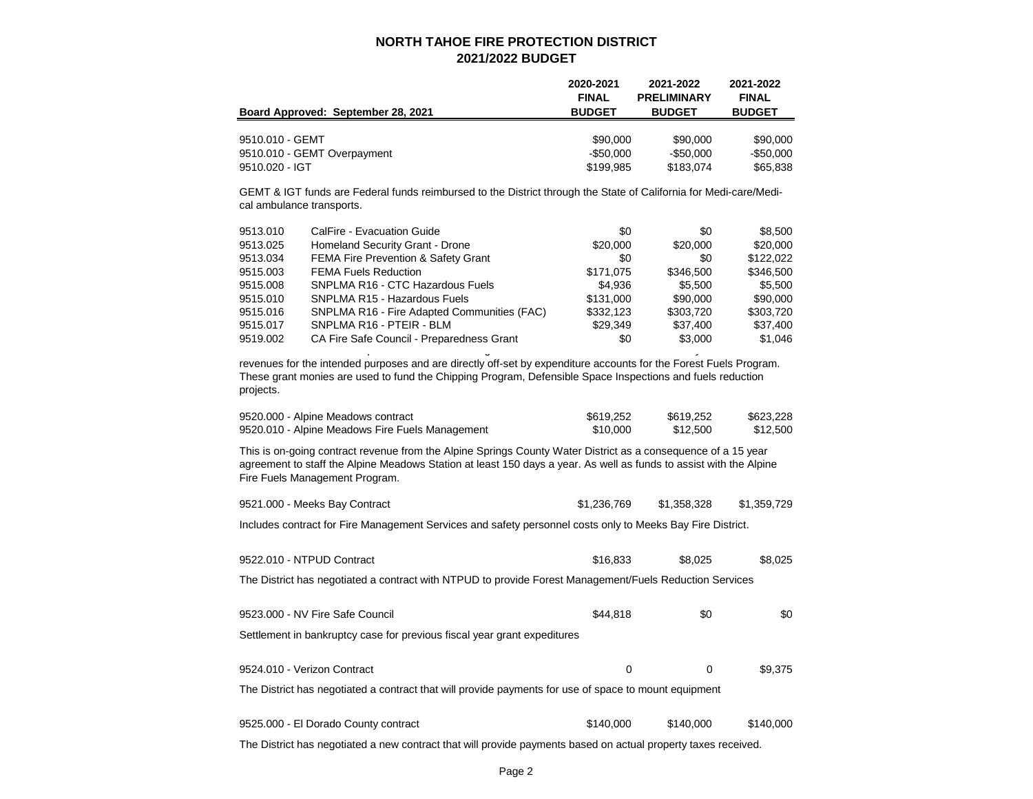## NORTH TAHOE FIRE PROTECTION DISTRICT
## 2021/2022 BUDGET

| Board Approved: September 28, 2021 | | 2020-2021 FINAL BUDGET | 2021-2022 PRELIMINARY BUDGET | 2021-2022 FINAL BUDGET |
|---|---|---|---|---|
| 9510.010 - GEMT | | $90,000 | $90,000 | $90,000 |
| 9510.010 - GEMT Overpayment | | -$50,000 | -$50,000 | -$50,000 |
| 9510.020 - IGT | | $199,985 | $183,074 | $65,838 |

GEMT & IGT funds are Federal funds reimbursed to the District through the State of California for Medi-care/Medi-cal ambulance transports.

| | | | | |
|---|---|---|---|---|
| 9513.010 | CalFire - Evacuation Guide | $0 | $0 | $8,500 |
| 9513.025 | Homeland Security Grant - Drone | $20,000 | $20,000 | $20,000 |
| 9513.034 | FEMA Fire Prevention & Safety Grant | $0 | $0 | $122,022 |
| 9515.003 | FEMA Fuels Reduction | $171,075 | $346,500 | $346,500 |
| 9515.008 | SNPLMA R16 - CTC Hazardous Fuels | $4,936 | $5,500 | $5,500 |
| 9515.010 | SNPLMA R15 - Hazardous Fuels | $131,000 | $90,000 | $90,000 |
| 9515.016 | SNPLMA R16 - Fire Adapted Communities (FAC) | $332,123 | $303,720 | $303,720 |
| 9515.017 | SNPLMA R16 - PTEIR - BLM | $29,349 | $37,400 | $37,400 |
| 9519.002 | CA Fire Safe Council - Preparedness Grant | $0 | $3,000 | $1,046 |

revenues for the intended purposes and are directly off-set by expenditure accounts for the Forest Fuels Program. These grant monies are used to fund the Chipping Program, Defensible Space Inspections and fuels reduction projects.

| | | | |
|---|---|---|---|
| 9520.000 - Alpine Meadows contract | $619,252 | $619,252 | $623,228 |
| 9520.010 - Alpine Meadows Fire Fuels Management | $10,000 | $12,500 | $12,500 |

This is on-going contract revenue from the Alpine Springs County Water District as a consequence of a 15 year agreement to staff the Alpine Meadows Station at least 150 days a year. As well as funds to assist with the Alpine Fire Fuels Management Program.

| | | | |
|---|---|---|---|
| 9521.000 - Meeks Bay Contract | $1,236,769 | $1,358,328 | $1,359,729 |

Includes contract for Fire Management Services and safety personnel costs only to Meeks Bay Fire District.

| | | | |
|---|---|---|---|
| 9522.010 - NTPUD Contract | $16,833 | $8,025 | $8,025 |

The District has negotiated a contract with NTPUD to provide Forest Management/Fuels Reduction Services

| | | | |
|---|---|---|---|
| 9523.000 - NV Fire Safe Council | $44,818 | $0 | $0 |

Settlement in bankruptcy case for previous fiscal year grant expeditures

| | | | |
|---|---|---|---|
| 9524.010 - Verizon Contract | 0 | 0 | $9,375 |

The District has negotiated a contract that will provide payments for use of space to mount equipment

| | | | |
|---|---|---|---|
| 9525.000 - El Dorado County contract | $140,000 | $140,000 | $140,000 |

The District has negotiated a new contract that will provide payments based on actual property taxes received.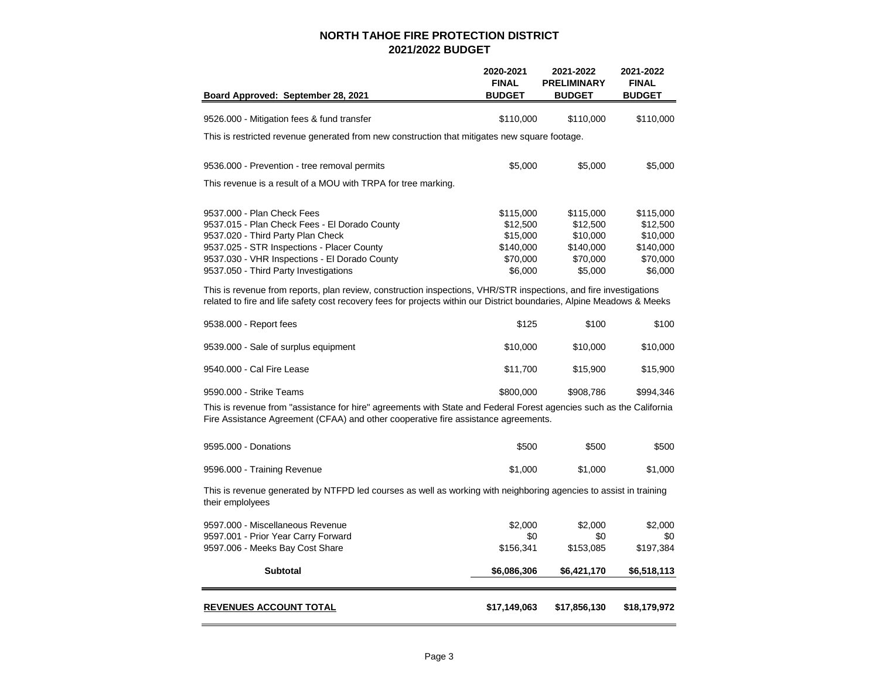# NORTH TAHOE FIRE PROTECTION DISTRICT
## 2021/2022 BUDGET

| Board Approved: September 28, 2021 | 2020-2021 FINAL BUDGET | 2021-2022 PRELIMINARY BUDGET | 2021-2022 FINAL BUDGET |
|---|---|---|---|
| 9526.000 - Mitigation fees & fund transfer | $110,000 | $110,000 | $110,000 |
| This is restricted revenue generated from new construction that mitigates new square footage. | | | |
| 9536.000 - Prevention - tree removal permits | $5,000 | $5,000 | $5,000 |
| This revenue is a result of a MOU with TRPA for tree marking. | | | |
| 9537.000 - Plan Check Fees | $115,000 | $115,000 | $115,000 |
| 9537.015 - Plan Check Fees - El Dorado County | $12,500 | $12,500 | $12,500 |
| 9537.020 - Third Party Plan Check | $15,000 | $10,000 | $10,000 |
| 9537.025 - STR Inspections - Placer County | $140,000 | $140,000 | $140,000 |
| 9537.030 - VHR Inspections - El Dorado County | $70,000 | $70,000 | $70,000 |
| 9537.050 - Third Party Investigations | $6,000 | $5,000 | $6,000 |
| This is revenue from reports, plan review, construction inspections, VHR/STR inspections, and fire investigations related to fire and life safety cost recovery fees for projects within our District boundaries, Alpine Meadows & Meeks | | | |
| 9538.000 - Report fees | $125 | $100 | $100 |
| 9539.000 - Sale of surplus equipment | $10,000 | $10,000 | $10,000 |
| 9540.000 - Cal Fire Lease | $11,700 | $15,900 | $15,900 |
| 9590.000 - Strike Teams | $800,000 | $908,786 | $994,346 |
| This is revenue from "assistance for hire" agreements with State and Federal Forest agencies such as the California Fire Assistance Agreement (CFAA) and other cooperative fire assistance agreements. | | | |
| 9595.000 - Donations | $500 | $500 | $500 |
| 9596.000 - Training Revenue | $1,000 | $1,000 | $1,000 |
| This is revenue generated by NTFPD led courses as well as working with neighboring agencies to assist in training their emplolyees | | | |
| 9597.000 - Miscellaneous Revenue | $2,000 | $2,000 | $2,000 |
| 9597.001 - Prior Year Carry Forward | $0 | $0 | $0 |
| 9597.006 - Meeks Bay Cost Share | $156,341 | $153,085 | $197,384 |
| **Subtotal** | **$6,086,306** | **$6,421,170** | **$6,518,113** |
| **REVENUES ACCOUNT TOTAL** | **$17,149,063** | **$17,856,130** | **$18,179,972** |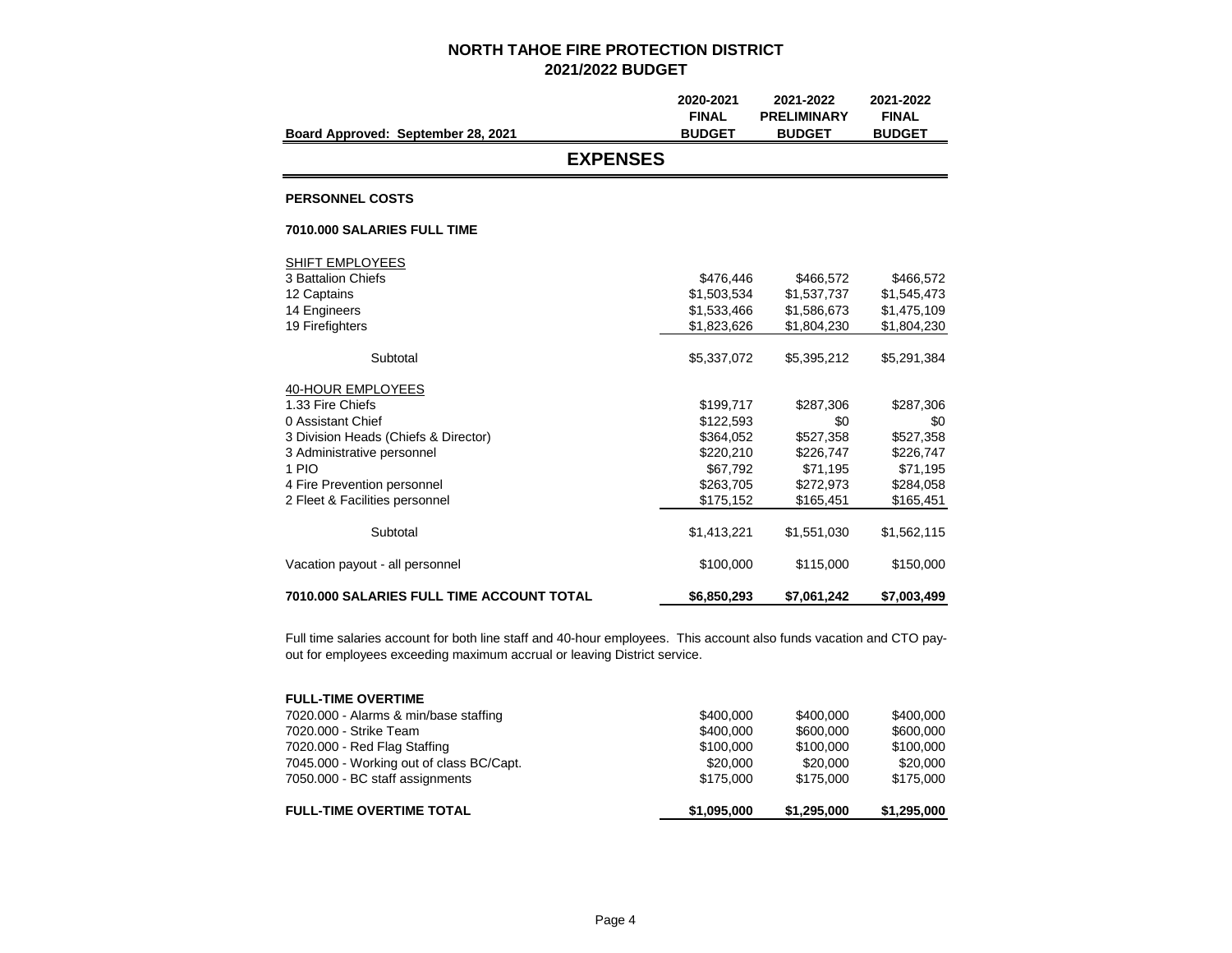## NORTH TAHOE FIRE PROTECTION DISTRICT
## 2021/2022 BUDGET

| Board Approved: September 28, 2021 | 2020-2021 FINAL BUDGET | 2021-2022 PRELIMINARY BUDGET | 2021-2022 FINAL BUDGET |
|---|---|---|---|

## EXPENSES

**PERSONNEL COSTS**

**7010.000 SALARIES FULL TIME**

| | 2020-2021 FINAL BUDGET | 2021-2022 PRELIMINARY BUDGET | 2021-2022 FINAL BUDGET |
|---|---|---|---|
| SHIFT EMPLOYEES | | | |
| 3 Battalion Chiefs | $476,446 | $466,572 | $466,572 |
| 12 Captains | $1,503,534 | $1,537,737 | $1,545,473 |
| 14 Engineers | $1,533,466 | $1,586,673 | $1,475,109 |
| 19 Firefighters | $1,823,626 | $1,804,230 | $1,804,230 |
| Subtotal | $5,337,072 | $5,395,212 | $5,291,384 |
| 40-HOUR EMPLOYEES | | | |
| 1.33 Fire Chiefs | $199,717 | $287,306 | $287,306 |
| 0 Assistant Chief | $122,593 | $0 | $0 |
| 3 Division Heads (Chiefs & Director) | $364,052 | $527,358 | $527,358 |
| 3 Administrative personnel | $220,210 | $226,747 | $226,747 |
| 1 PIO | $67,792 | $71,195 | $71,195 |
| 4 Fire Prevention personnel | $263,705 | $272,973 | $284,058 |
| 2 Fleet & Facilities personnel | $175,152 | $165,451 | $165,451 |
| Subtotal | $1,413,221 | $1,551,030 | $1,562,115 |
| Vacation payout - all personnel | $100,000 | $115,000 | $150,000 |
| **7010.000 SALARIES FULL TIME ACCOUNT TOTAL** | **$6,850,293** | **$7,061,242** | **$7,003,499** |

Full time salaries account for both line staff and 40-hour employees. This account also funds vacation and CTO pay-out for employees exceeding maximum accrual or leaving District service.

| **FULL-TIME OVERTIME** | 2020-2021 FINAL BUDGET | 2021-2022 PRELIMINARY BUDGET | 2021-2022 FINAL BUDGET |
|---|---|---|---|
| 7020.000 - Alarms & min/base staffing | $400,000 | $400,000 | $400,000 |
| 7020.000 - Strike Team | $400,000 | $600,000 | $600,000 |
| 7020.000 - Red Flag Staffing | $100,000 | $100,000 | $100,000 |
| 7045.000 - Working out of class BC/Capt. | $20,000 | $20,000 | $20,000 |
| 7050.000 - BC staff assignments | $175,000 | $175,000 | $175,000 |
| **FULL-TIME OVERTIME TOTAL** | **$1,095,000** | **$1,295,000** | **$1,295,000** |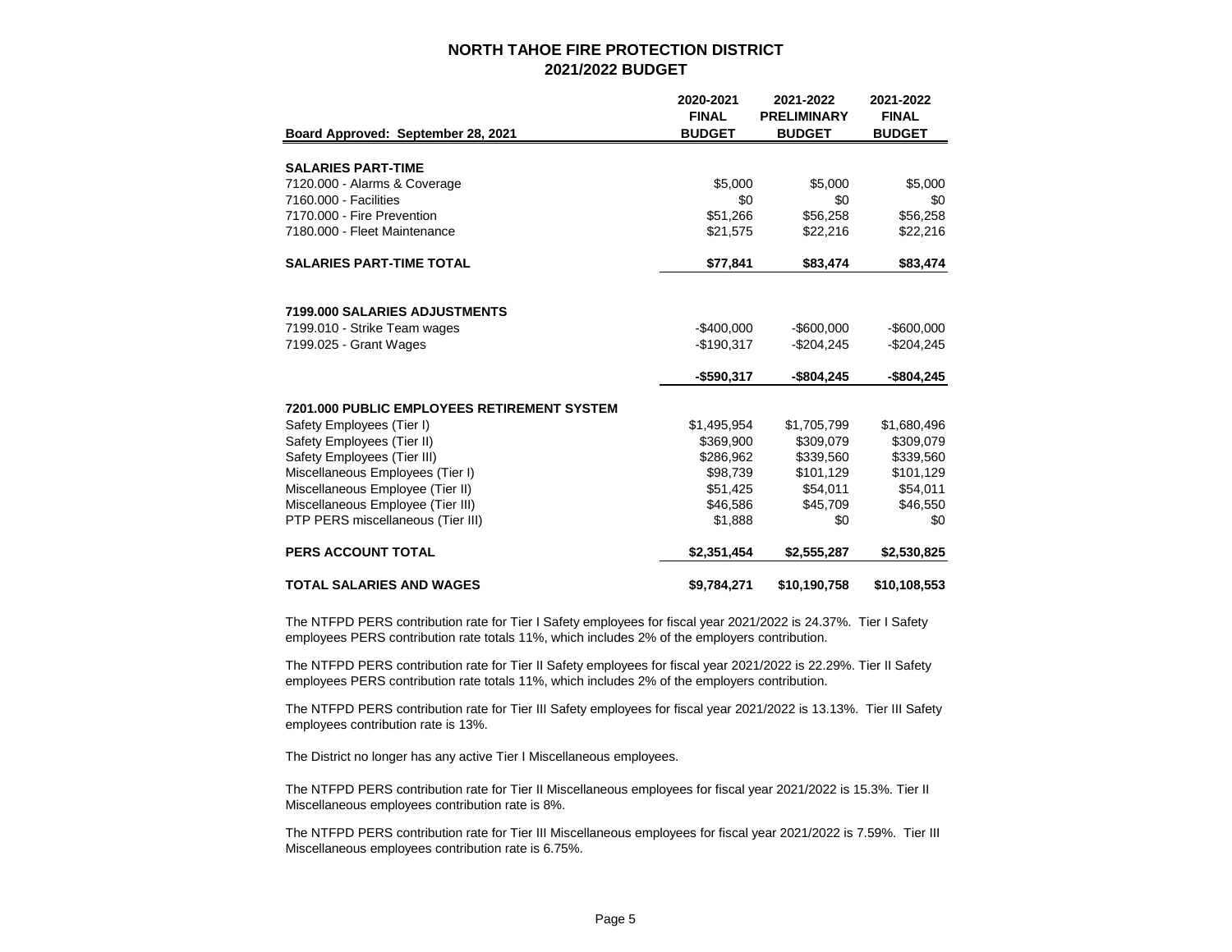# NORTH TAHOE FIRE PROTECTION DISTRICT
## 2021/2022 BUDGET

| Board Approved: September 28, 2021 | 2020-2021 FINAL BUDGET | 2021-2022 PRELIMINARY BUDGET | 2021-2022 FINAL BUDGET |
|---|---|---|---|
| **SALARIES PART-TIME** | | | |
| 7120.000 - Alarms & Coverage | $5,000 | $5,000 | $5,000 |
| 7160.000 - Facilities | $0 | $0 | $0 |
| 7170.000 - Fire Prevention | $51,266 | $56,258 | $56,258 |
| 7180.000 - Fleet Maintenance | $21,575 | $22,216 | $22,216 |
| **SALARIES PART-TIME TOTAL** | **$77,841** | **$83,474** | **$83,474** |
| **7199.000 SALARIES ADJUSTMENTS** | | | |
| 7199.010 - Strike Team wages | -$400,000 | -$600,000 | -$600,000 |
| 7199.025 - Grant Wages | -$190,317 | -$204,245 | -$204,245 |
| | **-$590,317** | **-$804,245** | **-$804,245** |
| **7201.000 PUBLIC EMPLOYEES RETIREMENT SYSTEM** | | | |
| Safety Employees (Tier I) | $1,495,954 | $1,705,799 | $1,680,496 |
| Safety Employees (Tier II) | $369,900 | $309,079 | $309,079 |
| Safety Employees (Tier III) | $286,962 | $339,560 | $339,560 |
| Miscellaneous Employees (Tier I) | $98,739 | $101,129 | $101,129 |
| Miscellaneous Employee (Tier II) | $51,425 | $54,011 | $54,011 |
| Miscellaneous Employee (Tier III) | $46,586 | $45,709 | $46,550 |
| PTP PERS miscellaneous (Tier III) | $1,888 | $0 | $0 |
| **PERS ACCOUNT TOTAL** | **$2,351,454** | **$2,555,287** | **$2,530,825** |
| **TOTAL SALARIES AND WAGES** | **$9,784,271** | **$10,190,758** | **$10,108,553** |

The NTFPD PERS contribution rate for Tier I Safety employees for fiscal year 2021/2022 is 24.37%. Tier I Safety employees PERS contribution rate totals 11%, which includes 2% of the employers contribution.

The NTFPD PERS contribution rate for Tier II Safety employees for fiscal year 2021/2022 is 22.29%. Tier II Safety employees PERS contribution rate totals 11%, which includes 2% of the employers contribution.

The NTFPD PERS contribution rate for Tier III Safety employees for fiscal year 2021/2022 is 13.13%. Tier III Safety employees contribution rate is 13%.

The District no longer has any active Tier I Miscellaneous employees.

The NTFPD PERS contribution rate for Tier II Miscellaneous employees for fiscal year 2021/2022 is 15.3%. Tier II Miscellaneous employees contribution rate is 8%.

The NTFPD PERS contribution rate for Tier III Miscellaneous employees for fiscal year 2021/2022 is 7.59%. Tier III Miscellaneous employees contribution rate is 6.75%.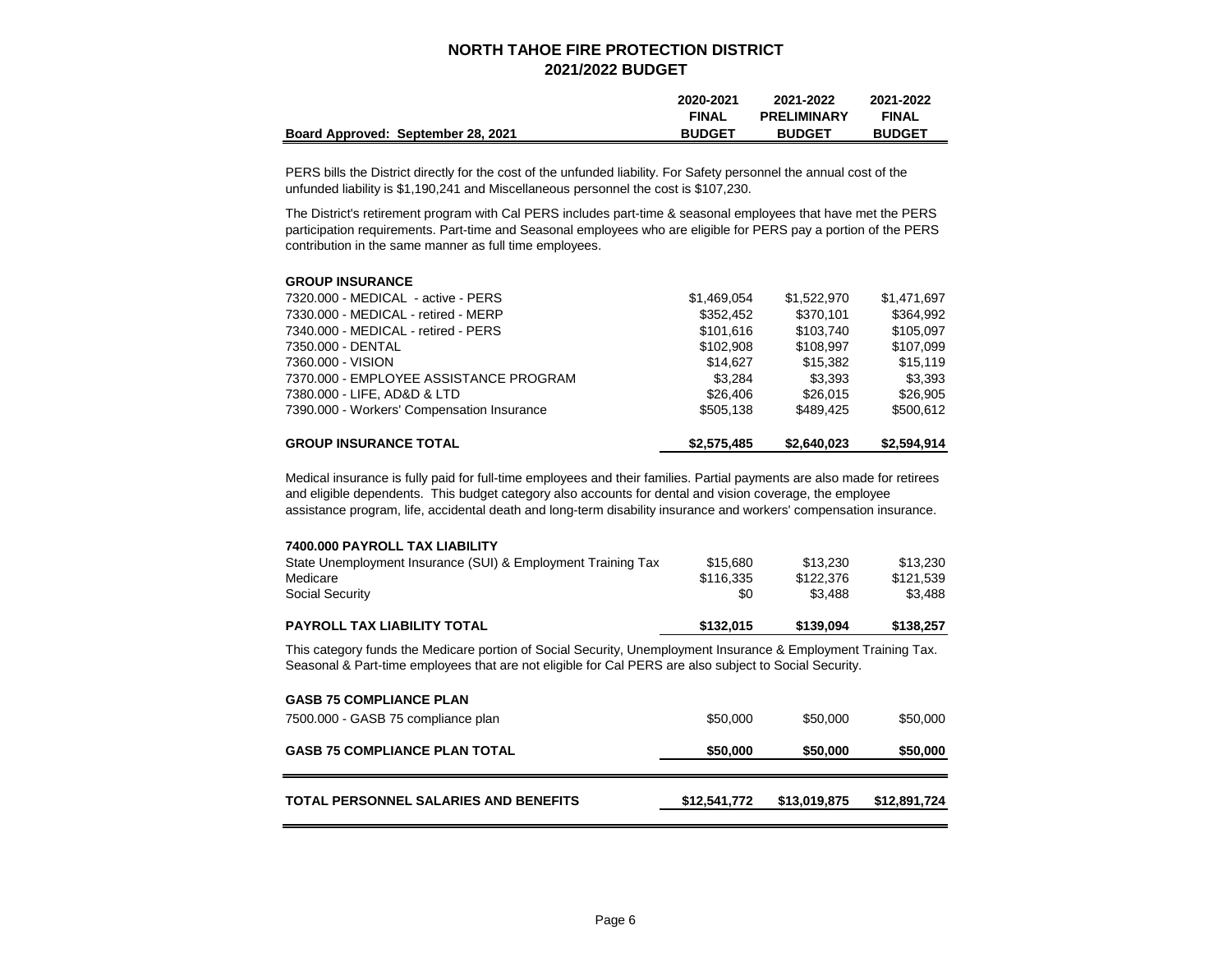# NORTH TAHOE FIRE PROTECTION DISTRICT
## 2021/2022 BUDGET

| Board Approved: September 28, 2021 | 2020-2021 FINAL BUDGET | 2021-2022 PRELIMINARY BUDGET | 2021-2022 FINAL BUDGET |
|---|---|---|---|

PERS bills the District directly for the cost of the unfunded liability. For Safety personnel the annual cost of the unfunded liability is $1,190,241 and Miscellaneous personnel the cost is $107,230.

The District's retirement program with Cal PERS includes part-time & seasonal employees that have met the PERS participation requirements. Part-time and Seasonal employees who are eligible for PERS pay a portion of the PERS contribution in the same manner as full time employees.

| **GROUP INSURANCE** | | | |
|---|---|---|---|
| 7320.000 - MEDICAL - active - PERS | $1,469,054 | $1,522,970 | $1,471,697 |
| 7330.000 - MEDICAL - retired - MERP | $352,452 | $370,101 | $364,992 |
| 7340.000 - MEDICAL - retired - PERS | $101,616 | $103,740 | $105,097 |
| 7350.000 - DENTAL | $102,908 | $108,997 | $107,099 |
| 7360.000 - VISION | $14,627 | $15,382 | $15,119 |
| 7370.000 - EMPLOYEE ASSISTANCE PROGRAM | $3,284 | $3,393 | $3,393 |
| 7380.000 - LIFE, AD&D & LTD | $26,406 | $26,015 | $26,905 |
| 7390.000 - Workers' Compensation Insurance | $505,138 | $489,425 | $500,612 |
| **GROUP INSURANCE TOTAL** | **$2,575,485** | **$2,640,023** | **$2,594,914** |

Medical insurance is fully paid for full-time employees and their families. Partial payments are also made for retirees and eligible dependents. This budget category also accounts for dental and vision coverage, the employee assistance program, life, accidental death and long-term disability insurance and workers' compensation insurance.

| **7400.000 PAYROLL TAX LIABILITY** | | | |
|---|---|---|---|
| State Unemployment Insurance (SUI) & Employment Training Tax | $15,680 | $13,230 | $13,230 |
| Medicare | $116,335 | $122,376 | $121,539 |
| Social Security | $0 | $3,488 | $3,488 |
| **PAYROLL TAX LIABILITY TOTAL** | **$132,015** | **$139,094** | **$138,257** |

This category funds the Medicare portion of Social Security, Unemployment Insurance & Employment Training Tax. Seasonal & Part-time employees that are not eligible for Cal PERS are also subject to Social Security.

| **GASB 75 COMPLIANCE PLAN** | | | |
|---|---|---|---|
| 7500.000 - GASB 75 compliance plan | $50,000 | $50,000 | $50,000 |
| **GASB 75 COMPLIANCE PLAN TOTAL** | **$50,000** | **$50,000** | **$50,000** |
| **TOTAL PERSONNEL SALARIES AND BENEFITS** | **$12,541,772** | **$13,019,875** | **$12,891,724** |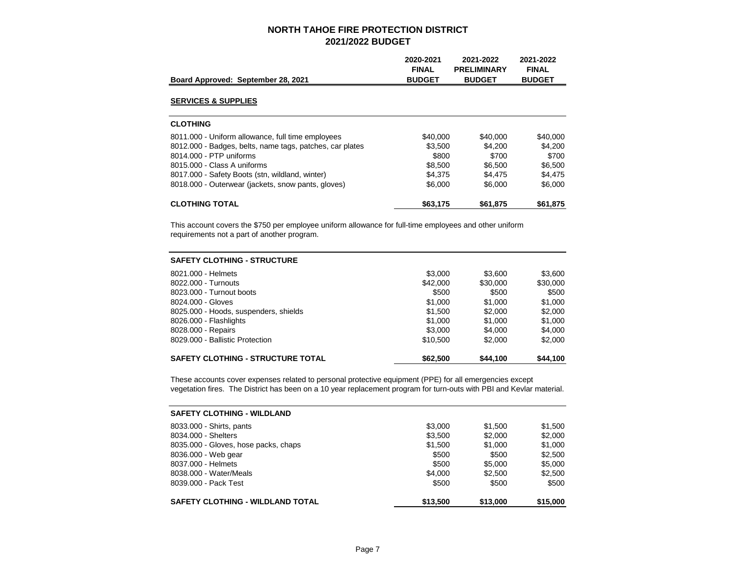# NORTH TAHOE FIRE PROTECTION DISTRICT
## 2021/2022 BUDGET

| Board Approved: September 28, 2021 | 2020-2021 FINAL BUDGET | 2021-2022 PRELIMINARY BUDGET | 2021-2022 FINAL BUDGET |
|---|---|---|---|

**SERVICES & SUPPLIES**

| **CLOTHING** | | | |
|---|---|---|---|
| 8011.000 - Uniform allowance, full time employees | $40,000 | $40,000 | $40,000 |
| 8012.000 - Badges, belts, name tags, patches, car plates | $3,500 | $4,200 | $4,200 |
| 8014.000 - PTP uniforms | $800 | $700 | $700 |
| 8015.000 - Class A uniforms | $8,500 | $6,500 | $6,500 |
| 8017.000 - Safety Boots (stn, wildland, winter) | $4,375 | $4,475 | $4,475 |
| 8018.000 - Outerwear (jackets, snow pants, gloves) | $6,000 | $6,000 | $6,000 |
| **CLOTHING TOTAL** | **$63,175** | **$61,875** | **$61,875** |

This account covers the $750 per employee uniform allowance for full-time employees and other uniform requirements not a part of another program.

| **SAFETY CLOTHING - STRUCTURE** | | | |
|---|---|---|---|
| 8021.000 - Helmets | $3,000 | $3,600 | $3,600 |
| 8022.000 - Turnouts | $42,000 | $30,000 | $30,000 |
| 8023.000 - Turnout boots | $500 | $500 | $500 |
| 8024.000 - Gloves | $1,000 | $1,000 | $1,000 |
| 8025.000 - Hoods, suspenders, shields | $1,500 | $2,000 | $2,000 |
| 8026.000 - Flashlights | $1,000 | $1,000 | $1,000 |
| 8028.000 - Repairs | $3,000 | $4,000 | $4,000 |
| 8029.000 - Ballistic Protection | $10,500 | $2,000 | $2,000 |
| **SAFETY CLOTHING - STRUCTURE TOTAL** | **$62,500** | **$44,100** | **$44,100** |

These accounts cover expenses related to personal protective equipment (PPE) for all emergencies except vegetation fires. The District has been on a 10 year replacement program for turn-outs with PBI and Kevlar material.

| **SAFETY CLOTHING - WILDLAND** | | | |
|---|---|---|---|
| 8033.000 - Shirts, pants | $3,000 | $1,500 | $1,500 |
| 8034.000 - Shelters | $3,500 | $2,000 | $2,000 |
| 8035.000 - Gloves, hose packs, chaps | $1,500 | $1,000 | $1,000 |
| 8036.000 - Web gear | $500 | $500 | $2,500 |
| 8037.000 - Helmets | $500 | $5,000 | $5,000 |
| 8038.000 - Water/Meals | $4,000 | $2,500 | $2,500 |
| 8039.000 - Pack Test | $500 | $500 | $500 |
| **SAFETY CLOTHING - WILDLAND TOTAL** | **$13,500** | **$13,000** | **$15,000** |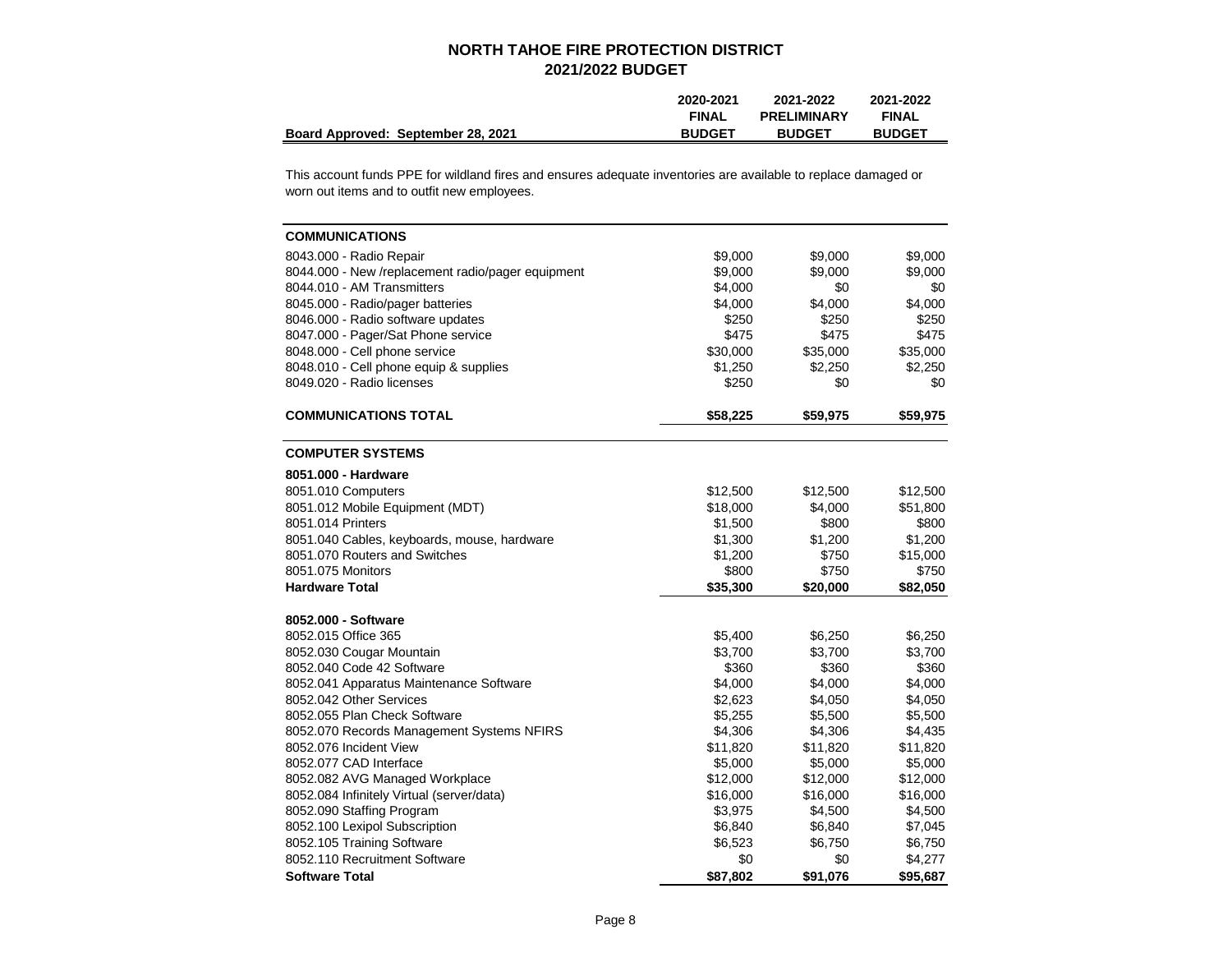# NORTH TAHOE FIRE PROTECTION DISTRICT
## 2021/2022 BUDGET

| Board Approved: September 28, 2021 | 2020-2021 FINAL BUDGET | 2021-2022 PRELIMINARY BUDGET | 2021-2022 FINAL BUDGET |
|---|---|---|---|

This account funds PPE for wildland fires and ensures adequate inventories are available to replace damaged or worn out items and to outfit new employees.

| COMMUNICATIONS | 2020-2021 FINAL BUDGET | 2021-2022 PRELIMINARY BUDGET | 2021-2022 FINAL BUDGET |
|---|---|---|---|
| 8043.000 - Radio Repair | $9,000 | $9,000 | $9,000 |
| 8044.000 - New /replacement radio/pager equipment | $9,000 | $9,000 | $9,000 |
| 8044.010 - AM Transmitters | $4,000 | $0 | $0 |
| 8045.000 - Radio/pager batteries | $4,000 | $4,000 | $4,000 |
| 8046.000 - Radio software updates | $250 | $250 | $250 |
| 8047.000 - Pager/Sat Phone service | $475 | $475 | $475 |
| 8048.000 - Cell phone service | $30,000 | $35,000 | $35,000 |
| 8048.010 - Cell phone equip & supplies | $1,250 | $2,250 | $2,250 |
| 8049.020 - Radio licenses | $250 | $0 | $0 |
| **COMMUNICATIONS TOTAL** | **$58,225** | **$59,975** | **$59,975** |

| COMPUTER SYSTEMS | 2020-2021 FINAL BUDGET | 2021-2022 PRELIMINARY BUDGET | 2021-2022 FINAL BUDGET |
|---|---|---|---|
| **8051.000 - Hardware** | | | |
| 8051.010 Computers | $12,500 | $12,500 | $12,500 |
| 8051.012 Mobile Equipment (MDT) | $18,000 | $4,000 | $51,800 |
| 8051.014 Printers | $1,500 | $800 | $800 |
| 8051.040 Cables, keyboards, mouse, hardware | $1,300 | $1,200 | $1,200 |
| 8051.070 Routers and Switches | $1,200 | $750 | $15,000 |
| 8051.075 Monitors | $800 | $750 | $750 |
| **Hardware Total** | **$35,300** | **$20,000** | **$82,050** |
| **8052.000 - Software** | | | |
| 8052.015 Office 365 | $5,400 | $6,250 | $6,250 |
| 8052.030 Cougar Mountain | $3,700 | $3,700 | $3,700 |
| 8052.040 Code 42 Software | $360 | $360 | $360 |
| 8052.041 Apparatus Maintenance Software | $4,000 | $4,000 | $4,000 |
| 8052.042 Other Services | $2,623 | $4,050 | $4,050 |
| 8052.055 Plan Check Software | $5,255 | $5,500 | $5,500 |
| 8052.070 Records Management Systems NFIRS | $4,306 | $4,306 | $4,435 |
| 8052.076 Incident View | $11,820 | $11,820 | $11,820 |
| 8052.077 CAD Interface | $5,000 | $5,000 | $5,000 |
| 8052.082 AVG Managed Workplace | $12,000 | $12,000 | $12,000 |
| 8052.084 Infinitely Virtual (server/data) | $16,000 | $16,000 | $16,000 |
| 8052.090 Staffing Program | $3,975 | $4,500 | $4,500 |
| 8052.100 Lexipol Subscription | $6,840 | $6,840 | $7,045 |
| 8052.105 Training Software | $6,523 | $6,750 | $6,750 |
| 8052.110 Recruitment Software | $0 | $0 | $4,277 |
| **Software Total** | **$87,802** | **$91,076** | **$95,687** |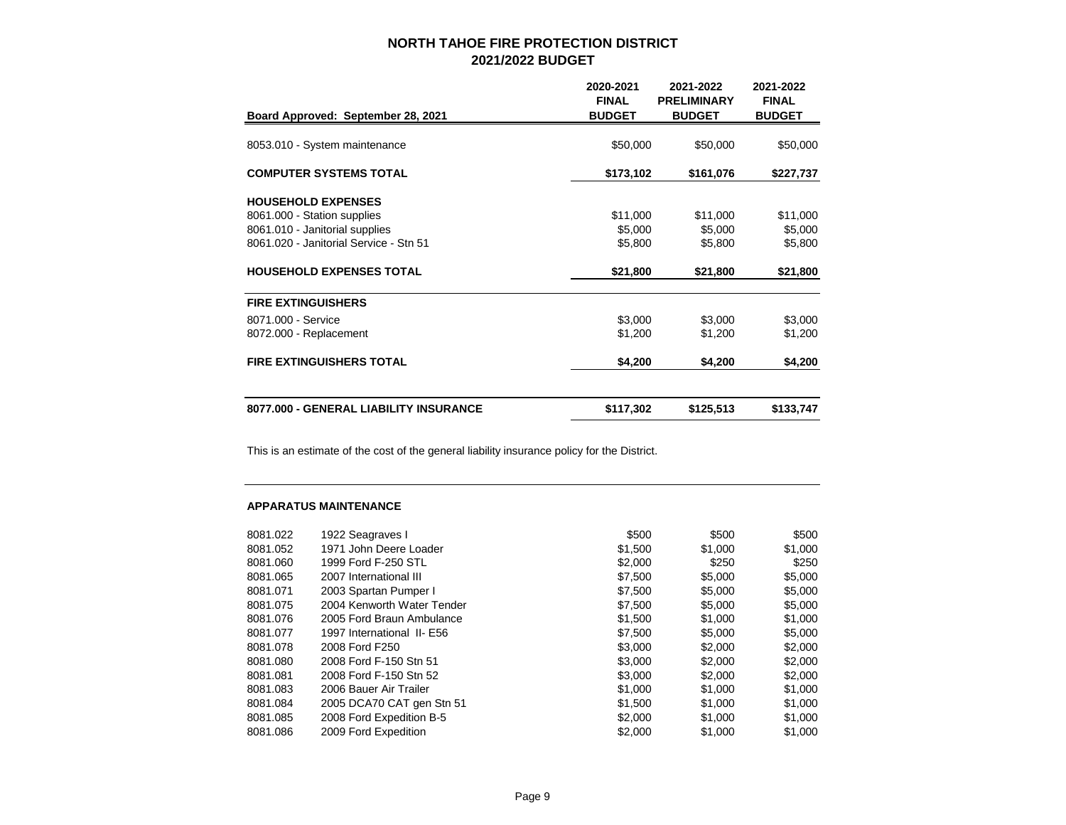# NORTH TAHOE FIRE PROTECTION DISTRICT
## 2021/2022 BUDGET

| Board Approved: September 28, 2021 | 2020-2021 FINAL BUDGET | 2021-2022 PRELIMINARY BUDGET | 2021-2022 FINAL BUDGET |
|---|---|---|---|
| 8053.010 - System maintenance | $50,000 | $50,000 | $50,000 |
| **COMPUTER SYSTEMS TOTAL** | **$173,102** | **$161,076** | **$227,737** |
| **HOUSEHOLD EXPENSES** | | | |
| 8061.000 - Station supplies | $11,000 | $11,000 | $11,000 |
| 8061.010 - Janitorial supplies | $5,000 | $5,000 | $5,000 |
| 8061.020 - Janitorial Service - Stn 51 | $5,800 | $5,800 | $5,800 |
| **HOUSEHOLD EXPENSES TOTAL** | **$21,800** | **$21,800** | **$21,800** |
| **FIRE EXTINGUISHERS** | | | |
| 8071.000 - Service | $3,000 | $3,000 | $3,000 |
| 8072.000 - Replacement | $1,200 | $1,200 | $1,200 |
| **FIRE EXTINGUISHERS TOTAL** | **$4,200** | **$4,200** | **$4,200** |
| **8077.000 - GENERAL LIABILITY INSURANCE** | **$117,302** | **$125,513** | **$133,747** |

This is an estimate of the cost of the general liability insurance policy for the District.

**APPARATUS MAINTENANCE**

| Account | Description | 2020-2021 FINAL BUDGET | 2021-2022 PRELIMINARY BUDGET | 2021-2022 FINAL BUDGET |
|---|---|---|---|---|
| 8081.022 | 1922 Seagraves I | $500 | $500 | $500 |
| 8081.052 | 1971 John Deere Loader | $1,500 | $1,000 | $1,000 |
| 8081.060 | 1999 Ford F-250 STL | $2,000 | $250 | $250 |
| 8081.065 | 2007 International III | $7,500 | $5,000 | $5,000 |
| 8081.071 | 2003 Spartan Pumper I | $7,500 | $5,000 | $5,000 |
| 8081.075 | 2004 Kenworth Water Tender | $7,500 | $5,000 | $5,000 |
| 8081.076 | 2005 Ford Braun Ambulance | $1,500 | $1,000 | $1,000 |
| 8081.077 | 1997 International II- E56 | $7,500 | $5,000 | $5,000 |
| 8081.078 | 2008 Ford F250 | $3,000 | $2,000 | $2,000 |
| 8081.080 | 2008 Ford F-150 Stn 51 | $3,000 | $2,000 | $2,000 |
| 8081.081 | 2008 Ford F-150 Stn 52 | $3,000 | $2,000 | $2,000 |
| 8081.083 | 2006 Bauer Air Trailer | $1,000 | $1,000 | $1,000 |
| 8081.084 | 2005 DCA70 CAT gen Stn 51 | $1,500 | $1,000 | $1,000 |
| 8081.085 | 2008 Ford Expedition B-5 | $2,000 | $1,000 | $1,000 |
| 8081.086 | 2009 Ford Expedition | $2,000 | $1,000 | $1,000 |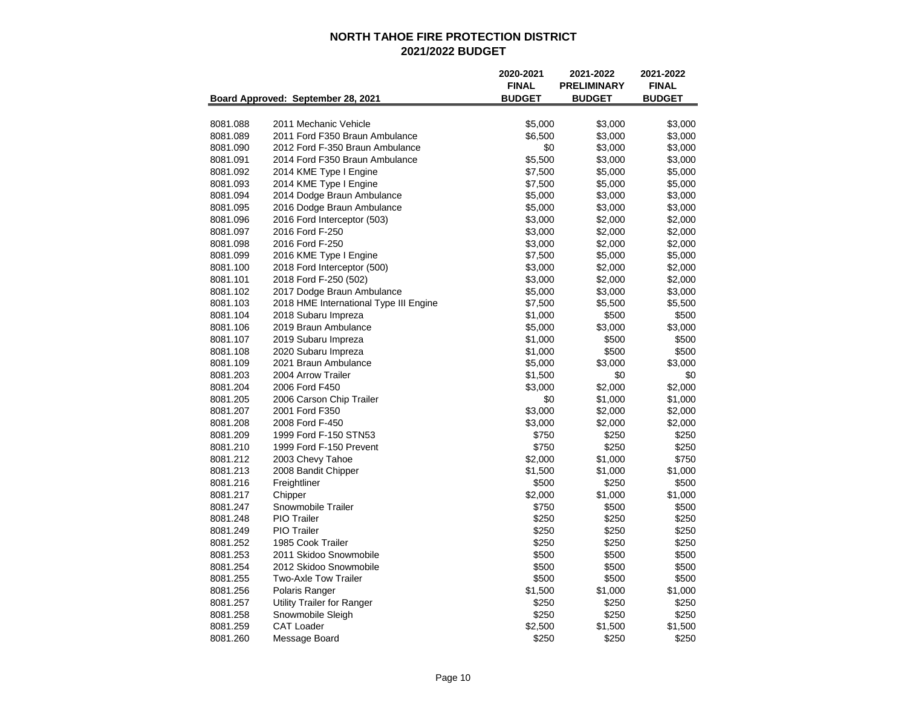# NORTH TAHOE FIRE PROTECTION DISTRICT
## 2021/2022 BUDGET

| Board Approved: September 28, 2021 | | 2020-2021 FINAL BUDGET | 2021-2022 PRELIMINARY BUDGET | 2021-2022 FINAL BUDGET |
|---|---|---|---|---|
| 8081.088 | 2011 Mechanic Vehicle | $5,000 | $3,000 | $3,000 |
| 8081.089 | 2011 Ford F350 Braun Ambulance | $6,500 | $3,000 | $3,000 |
| 8081.090 | 2012 Ford F-350 Braun Ambulance | $0 | $3,000 | $3,000 |
| 8081.091 | 2014 Ford F350 Braun Ambulance | $5,500 | $3,000 | $3,000 |
| 8081.092 | 2014 KME Type I Engine | $7,500 | $5,000 | $5,000 |
| 8081.093 | 2014 KME Type I Engine | $7,500 | $5,000 | $5,000 |
| 8081.094 | 2014 Dodge Braun Ambulance | $5,000 | $3,000 | $3,000 |
| 8081.095 | 2016 Dodge Braun Ambulance | $5,000 | $3,000 | $3,000 |
| 8081.096 | 2016 Ford Interceptor (503) | $3,000 | $2,000 | $2,000 |
| 8081.097 | 2016 Ford F-250 | $3,000 | $2,000 | $2,000 |
| 8081.098 | 2016 Ford F-250 | $3,000 | $2,000 | $2,000 |
| 8081.099 | 2016 KME Type I Engine | $7,500 | $5,000 | $5,000 |
| 8081.100 | 2018 Ford Interceptor (500) | $3,000 | $2,000 | $2,000 |
| 8081.101 | 2018 Ford F-250 (502) | $3,000 | $2,000 | $2,000 |
| 8081.102 | 2017 Dodge Braun Ambulance | $5,000 | $3,000 | $3,000 |
| 8081.103 | 2018 HME International Type III Engine | $7,500 | $5,500 | $5,500 |
| 8081.104 | 2018 Subaru Impreza | $1,000 | $500 | $500 |
| 8081.106 | 2019 Braun Ambulance | $5,000 | $3,000 | $3,000 |
| 8081.107 | 2019 Subaru Impreza | $1,000 | $500 | $500 |
| 8081.108 | 2020 Subaru Impreza | $1,000 | $500 | $500 |
| 8081.109 | 2021 Braun Ambulance | $5,000 | $3,000 | $3,000 |
| 8081.203 | 2004 Arrow Trailer | $1,500 | $0 | $0 |
| 8081.204 | 2006 Ford F450 | $3,000 | $2,000 | $2,000 |
| 8081.205 | 2006 Carson Chip Trailer | $0 | $1,000 | $1,000 |
| 8081.207 | 2001 Ford F350 | $3,000 | $2,000 | $2,000 |
| 8081.208 | 2008 Ford F-450 | $3,000 | $2,000 | $2,000 |
| 8081.209 | 1999 Ford F-150 STN53 | $750 | $250 | $250 |
| 8081.210 | 1999 Ford F-150 Prevent | $750 | $250 | $250 |
| 8081.212 | 2003 Chevy Tahoe | $2,000 | $1,000 | $750 |
| 8081.213 | 2008 Bandit Chipper | $1,500 | $1,000 | $1,000 |
| 8081.216 | Freightliner | $500 | $250 | $500 |
| 8081.217 | Chipper | $2,000 | $1,000 | $1,000 |
| 8081.247 | Snowmobile Trailer | $750 | $500 | $500 |
| 8081.248 | PIO Trailer | $250 | $250 | $250 |
| 8081.249 | PIO Trailer | $250 | $250 | $250 |
| 8081.252 | 1985 Cook Trailer | $250 | $250 | $250 |
| 8081.253 | 2011 Skidoo Snowmobile | $500 | $500 | $500 |
| 8081.254 | 2012 Skidoo Snowmobile | $500 | $500 | $500 |
| 8081.255 | Two-Axle Tow Trailer | $500 | $500 | $500 |
| 8081.256 | Polaris Ranger | $1,500 | $1,000 | $1,000 |
| 8081.257 | Utility Trailer for Ranger | $250 | $250 | $250 |
| 8081.258 | Snowmobile Sleigh | $250 | $250 | $250 |
| 8081.259 | CAT Loader | $2,500 | $1,500 | $1,500 |
| 8081.260 | Message Board | $250 | $250 | $250 |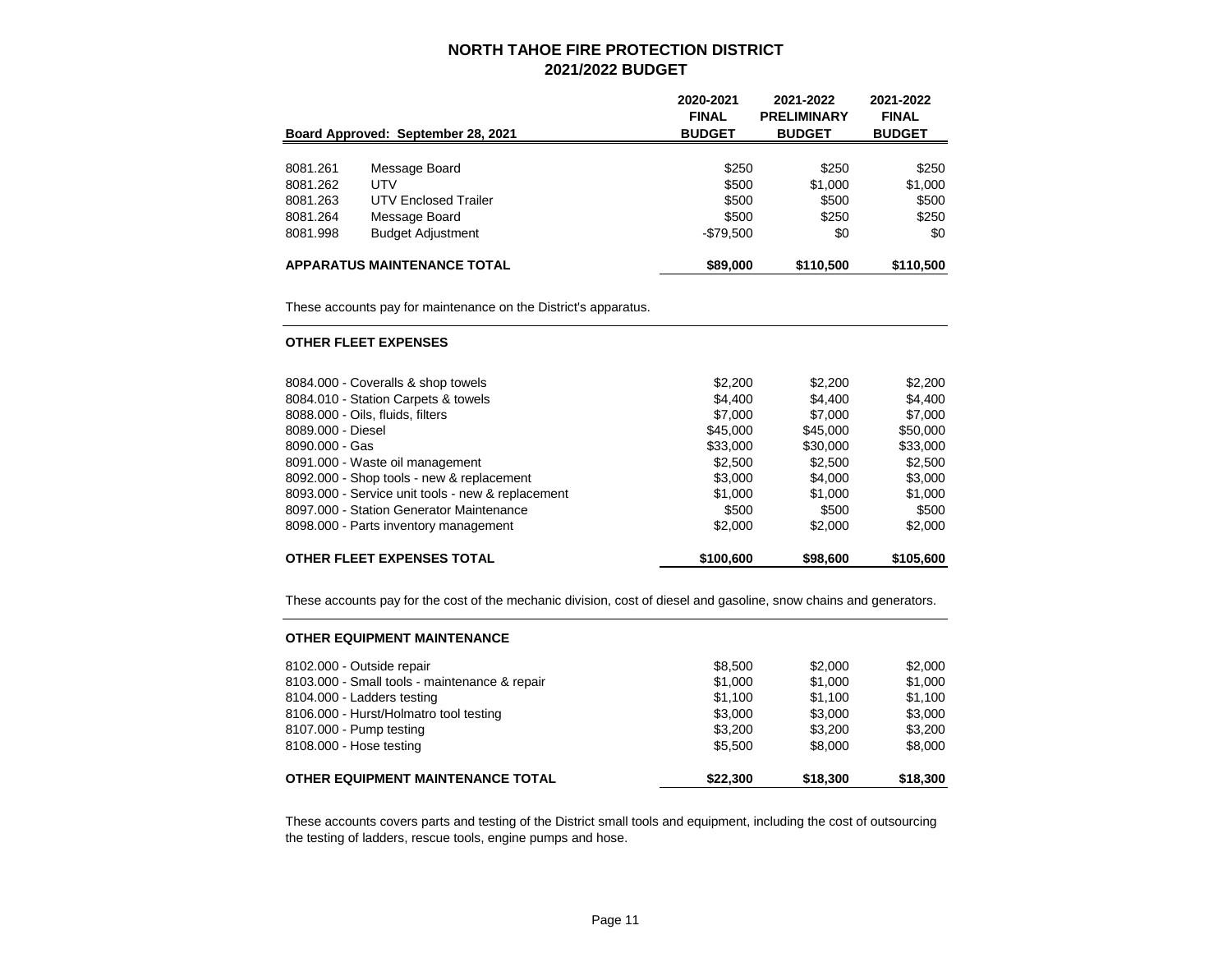# NORTH TAHOE FIRE PROTECTION DISTRICT
## 2021/2022 BUDGET

| Board Approved: September 28, 2021 | | 2020-2021 FINAL BUDGET | 2021-2022 PRELIMINARY BUDGET | 2021-2022 FINAL BUDGET |
|---|---|---|---|---|
| 8081.261 | Message Board | $250 | $250 | $250 |
| 8081.262 | UTV | $500 | $1,000 | $1,000 |
| 8081.263 | UTV Enclosed Trailer | $500 | $500 | $500 |
| 8081.264 | Message Board | $500 | $250 | $250 |
| 8081.998 | Budget Adjustment | -$79,500 | $0 | $0 |
| **APPARATUS MAINTENANCE TOTAL** | | **$89,000** | **$110,500** | **$110,500** |

These accounts pay for maintenance on the District's apparatus.

### OTHER FLEET EXPENSES

| | 2020-2021 FINAL BUDGET | 2021-2022 PRELIMINARY BUDGET | 2021-2022 FINAL BUDGET |
|---|---|---|---|
| 8084.000 - Coveralls & shop towels | $2,200 | $2,200 | $2,200 |
| 8084.010 - Station Carpets & towels | $4,400 | $4,400 | $4,400 |
| 8088.000 - Oils, fluids, filters | $7,000 | $7,000 | $7,000 |
| 8089.000 - Diesel | $45,000 | $45,000 | $50,000 |
| 8090.000 - Gas | $33,000 | $30,000 | $33,000 |
| 8091.000 - Waste oil management | $2,500 | $2,500 | $2,500 |
| 8092.000 - Shop tools - new & replacement | $3,000 | $4,000 | $3,000 |
| 8093.000 - Service unit tools - new & replacement | $1,000 | $1,000 | $1,000 |
| 8097.000 - Station Generator Maintenance | $500 | $500 | $500 |
| 8098.000 - Parts inventory management | $2,000 | $2,000 | $2,000 |
| **OTHER FLEET EXPENSES TOTAL** | **$100,600** | **$98,600** | **$105,600** |

These accounts pay for the cost of the mechanic division, cost of diesel and gasoline, snow chains and generators.

### OTHER EQUIPMENT MAINTENANCE

| | 2020-2021 FINAL BUDGET | 2021-2022 PRELIMINARY BUDGET | 2021-2022 FINAL BUDGET |
|---|---|---|---|
| 8102.000 - Outside repair | $8,500 | $2,000 | $2,000 |
| 8103.000 - Small tools - maintenance & repair | $1,000 | $1,000 | $1,000 |
| 8104.000 - Ladders testing | $1,100 | $1,100 | $1,100 |
| 8106.000 - Hurst/Holmatro tool testing | $3,000 | $3,000 | $3,000 |
| 8107.000 - Pump testing | $3,200 | $3,200 | $3,200 |
| 8108.000 - Hose testing | $5,500 | $8,000 | $8,000 |
| **OTHER EQUIPMENT MAINTENANCE TOTAL** | **$22,300** | **$18,300** | **$18,300** |

These accounts covers parts and testing of the District small tools and equipment, including the cost of outsourcing the testing of ladders, rescue tools, engine pumps and hose.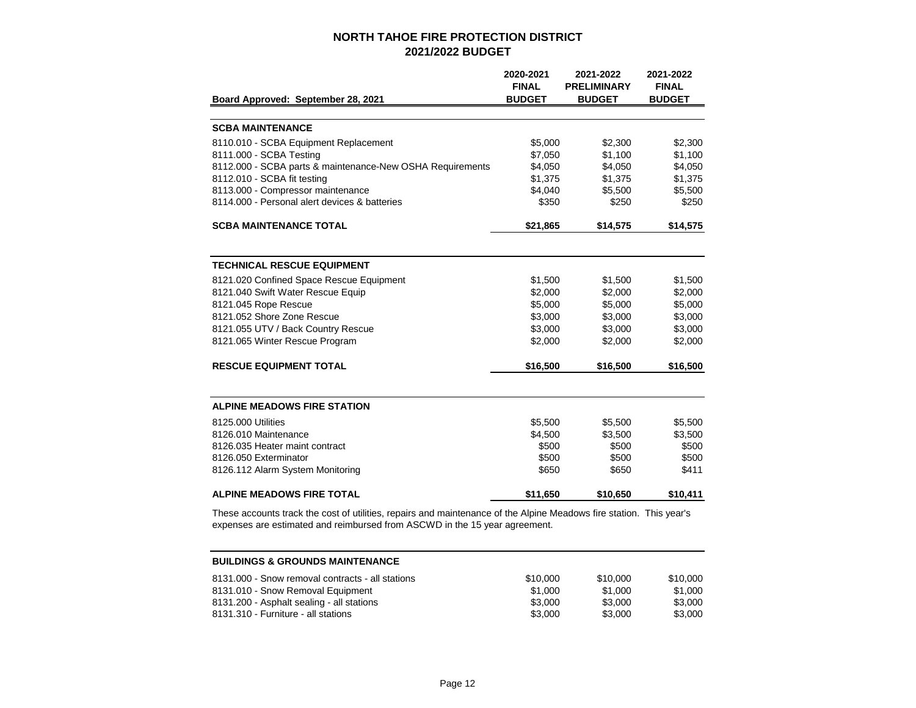# NORTH TAHOE FIRE PROTECTION DISTRICT
## 2021/2022 BUDGET

| Board Approved: September 28, 2021 | 2020-2021 FINAL BUDGET | 2021-2022 PRELIMINARY BUDGET | 2021-2022 FINAL BUDGET |
|---|---|---|---|
| **SCBA MAINTENANCE** | | | |
| 8110.010 - SCBA Equipment Replacement | $5,000 | $2,300 | $2,300 |
| 8111.000 - SCBA Testing | $7,050 | $1,100 | $1,100 |
| 8112.000 - SCBA parts & maintenance-New OSHA Requirements | $4,050 | $4,050 | $4,050 |
| 8112.010 - SCBA fit testing | $1,375 | $1,375 | $1,375 |
| 8113.000 - Compressor maintenance | $4,040 | $5,500 | $5,500 |
| 8114.000 - Personal alert devices & batteries | $350 | $250 | $250 |
| **SCBA MAINTENANCE TOTAL** | **$21,865** | **$14,575** | **$14,575** |

| | 2020-2021 FINAL BUDGET | 2021-2022 PRELIMINARY BUDGET | 2021-2022 FINAL BUDGET |
|---|---|---|---|
| **TECHNICAL RESCUE EQUIPMENT** | | | |
| 8121.020 Confined Space Rescue Equipment | $1,500 | $1,500 | $1,500 |
| 8121.040 Swift Water Rescue Equip | $2,000 | $2,000 | $2,000 |
| 8121.045 Rope Rescue | $5,000 | $5,000 | $5,000 |
| 8121.052 Shore Zone Rescue | $3,000 | $3,000 | $3,000 |
| 8121.055 UTV / Back Country Rescue | $3,000 | $3,000 | $3,000 |
| 8121.065 Winter Rescue Program | $2,000 | $2,000 | $2,000 |
| **RESCUE EQUIPMENT TOTAL** | **$16,500** | **$16,500** | **$16,500** |

| | 2020-2021 FINAL BUDGET | 2021-2022 PRELIMINARY BUDGET | 2021-2022 FINAL BUDGET |
|---|---|---|---|
| **ALPINE MEADOWS FIRE STATION** | | | |
| 8125.000 Utilities | $5,500 | $5,500 | $5,500 |
| 8126.010 Maintenance | $4,500 | $3,500 | $3,500 |
| 8126.035 Heater maint contract | $500 | $500 | $500 |
| 8126.050 Exterminator | $500 | $500 | $500 |
| 8126.112 Alarm System Monitoring | $650 | $650 | $411 |
| **ALPINE MEADOWS FIRE TOTAL** | **$11,650** | **$10,650** | **$10,411** |

These accounts track the cost of utilities, repairs and maintenance of the Alpine Meadows fire station. This year's expenses are estimated and reimbursed from ASCWD in the 15 year agreement.

| | 2020-2021 FINAL BUDGET | 2021-2022 PRELIMINARY BUDGET | 2021-2022 FINAL BUDGET |
|---|---|---|---|
| **BUILDINGS & GROUNDS MAINTENANCE** | | | |
| 8131.000 - Snow removal contracts - all stations | $10,000 | $10,000 | $10,000 |
| 8131.010 - Snow Removal Equipment | $1,000 | $1,000 | $1,000 |
| 8131.200 - Asphalt sealing - all stations | $3,000 | $3,000 | $3,000 |
| 8131.310 - Furniture - all stations | $3,000 | $3,000 | $3,000 |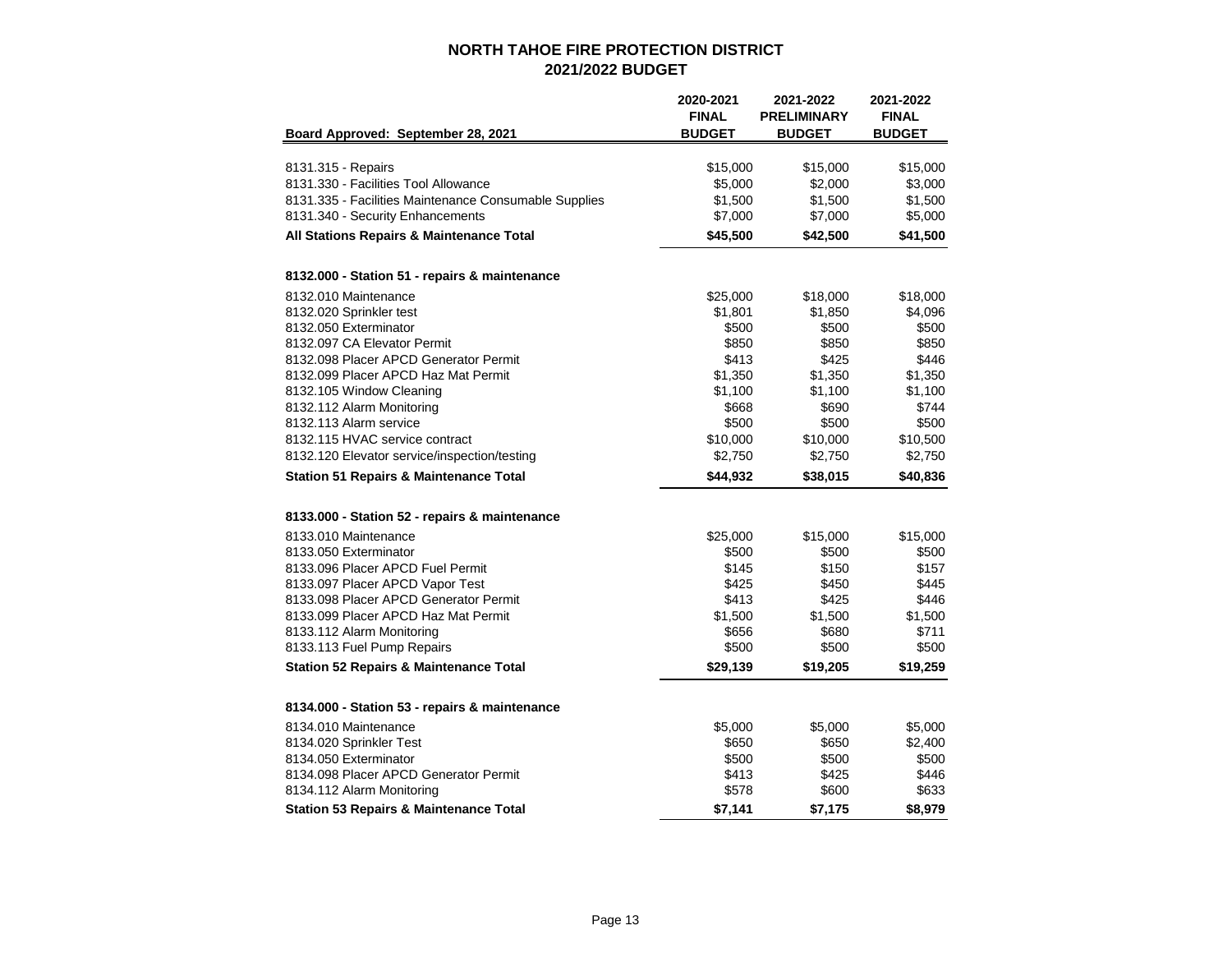# NORTH TAHOE FIRE PROTECTION DISTRICT
## 2021/2022 BUDGET

| Board Approved: September 28, 2021 | 2020-2021 FINAL BUDGET | 2021-2022 PRELIMINARY BUDGET | 2021-2022 FINAL BUDGET |
|---|---|---|---|
| 8131.315 - Repairs | $15,000 | $15,000 | $15,000 |
| 8131.330 - Facilities Tool Allowance | $5,000 | $2,000 | $3,000 |
| 8131.335 - Facilities Maintenance Consumable Supplies | $1,500 | $1,500 | $1,500 |
| 8131.340 - Security Enhancements | $7,000 | $7,000 | $5,000 |
| **All Stations Repairs & Maintenance Total** | **$45,500** | **$42,500** | **$41,500** |
| | | | |
| **8132.000 - Station 51 - repairs & maintenance** | | | |
| 8132.010 Maintenance | $25,000 | $18,000 | $18,000 |
| 8132.020 Sprinkler test | $1,801 | $1,850 | $4,096 |
| 8132.050 Exterminator | $500 | $500 | $500 |
| 8132.097 CA Elevator Permit | $850 | $850 | $850 |
| 8132.098 Placer APCD Generator Permit | $413 | $425 | $446 |
| 8132.099 Placer APCD Haz Mat Permit | $1,350 | $1,350 | $1,350 |
| 8132.105 Window Cleaning | $1,100 | $1,100 | $1,100 |
| 8132.112 Alarm Monitoring | $668 | $690 | $744 |
| 8132.113 Alarm service | $500 | $500 | $500 |
| 8132.115 HVAC service contract | $10,000 | $10,000 | $10,500 |
| 8132.120 Elevator service/inspection/testing | $2,750 | $2,750 | $2,750 |
| **Station 51 Repairs & Maintenance Total** | **$44,932** | **$38,015** | **$40,836** |
| | | | |
| **8133.000 - Station 52 - repairs & maintenance** | | | |
| 8133.010 Maintenance | $25,000 | $15,000 | $15,000 |
| 8133.050 Exterminator | $500 | $500 | $500 |
| 8133.096 Placer APCD Fuel Permit | $145 | $150 | $157 |
| 8133.097 Placer APCD Vapor Test | $425 | $450 | $445 |
| 8133.098 Placer APCD Generator Permit | $413 | $425 | $446 |
| 8133.099 Placer APCD Haz Mat Permit | $1,500 | $1,500 | $1,500 |
| 8133.112 Alarm Monitoring | $656 | $680 | $711 |
| 8133.113 Fuel Pump Repairs | $500 | $500 | $500 |
| **Station 52 Repairs & Maintenance Total** | **$29,139** | **$19,205** | **$19,259** |
| | | | |
| **8134.000 - Station 53 - repairs & maintenance** | | | |
| 8134.010 Maintenance | $5,000 | $5,000 | $5,000 |
| 8134.020 Sprinkler Test | $650 | $650 | $2,400 |
| 8134.050 Exterminator | $500 | $500 | $500 |
| 8134.098 Placer APCD Generator Permit | $413 | $425 | $446 |
| 8134.112 Alarm Monitoring | $578 | $600 | $633 |
| **Station 53 Repairs & Maintenance Total** | **$7,141** | **$7,175** | **$8,979** |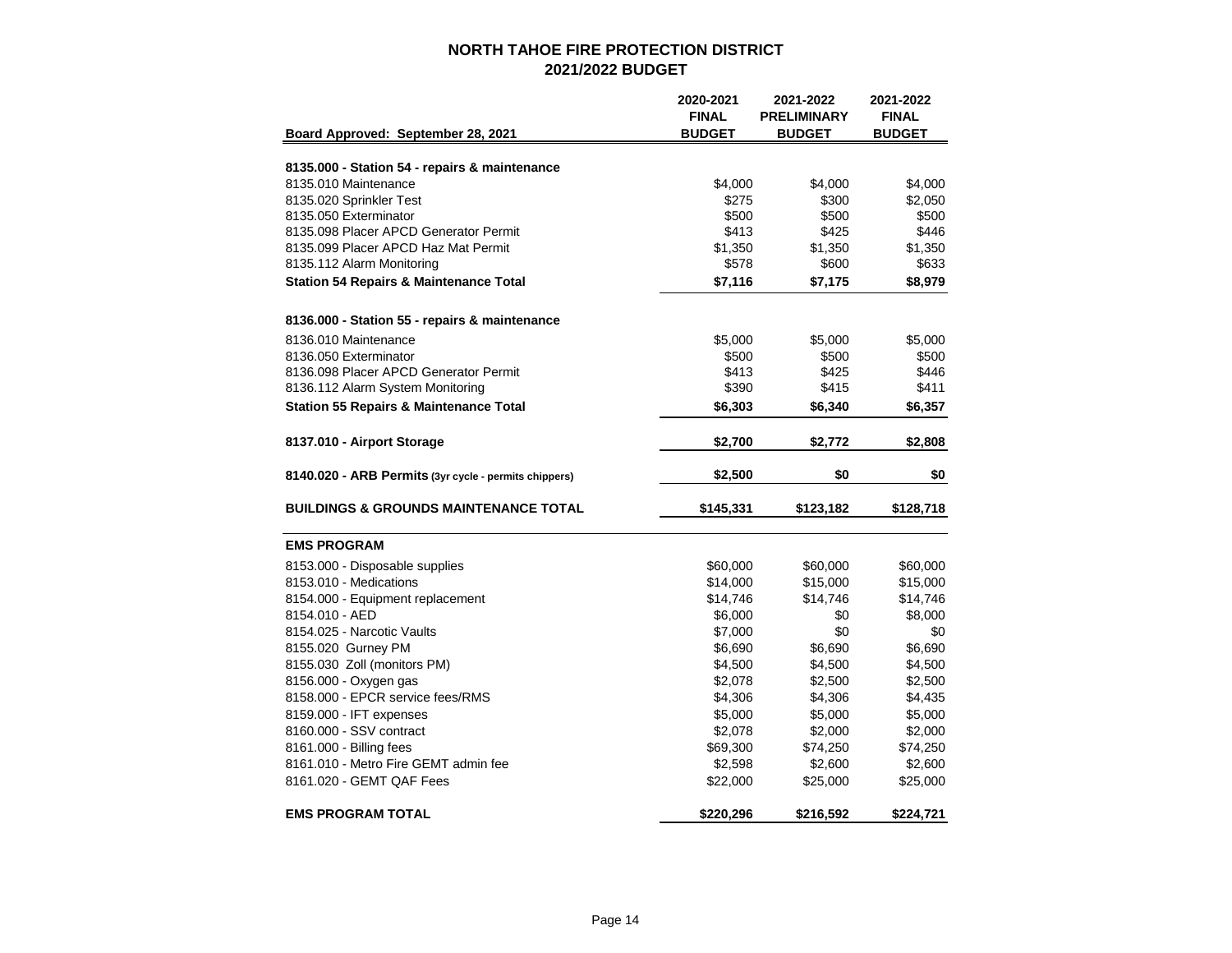## NORTH TAHOE FIRE PROTECTION DISTRICT
## 2021/2022 BUDGET

| Board Approved: September 28, 2021 | 2020-2021 FINAL BUDGET | 2021-2022 PRELIMINARY BUDGET | 2021-2022 FINAL BUDGET |
|---|---|---|---|
| **8135.000 - Station 54 - repairs & maintenance** | | | |
| 8135.010 Maintenance | $4,000 | $4,000 | $4,000 |
| 8135.020 Sprinkler Test | $275 | $300 | $2,050 |
| 8135.050 Exterminator | $500 | $500 | $500 |
| 8135.098 Placer APCD Generator Permit | $413 | $425 | $446 |
| 8135.099 Placer APCD Haz Mat Permit | $1,350 | $1,350 | $1,350 |
| 8135.112 Alarm Monitoring | $578 | $600 | $633 |
| **Station 54 Repairs & Maintenance Total** | **$7,116** | **$7,175** | **$8,979** |
| **8136.000 - Station 55 - repairs & maintenance** | | | |
| 8136.010 Maintenance | $5,000 | $5,000 | $5,000 |
| 8136.050 Exterminator | $500 | $500 | $500 |
| 8136.098 Placer APCD Generator Permit | $413 | $425 | $446 |
| 8136.112 Alarm System Monitoring | $390 | $415 | $411 |
| **Station 55 Repairs & Maintenance Total** | **$6,303** | **$6,340** | **$6,357** |
| **8137.010 - Airport Storage** | **$2,700** | **$2,772** | **$2,808** |
| **8140.020 - ARB Permits (3yr cycle - permits chippers)** | **$2,500** | **$0** | **$0** |
| **BUILDINGS & GROUNDS MAINTENANCE TOTAL** | **$145,331** | **$123,182** | **$128,718** |
| **EMS PROGRAM** | | | |
| 8153.000 - Disposable supplies | $60,000 | $60,000 | $60,000 |
| 8153.010 - Medications | $14,000 | $15,000 | $15,000 |
| 8154.000 - Equipment replacement | $14,746 | $14,746 | $14,746 |
| 8154.010 - AED | $6,000 | $0 | $8,000 |
| 8154.025 - Narcotic Vaults | $7,000 | $0 | $0 |
| 8155.020 Gurney PM | $6,690 | $6,690 | $6,690 |
| 8155.030 Zoll (monitors PM) | $4,500 | $4,500 | $4,500 |
| 8156.000 - Oxygen gas | $2,078 | $2,500 | $2,500 |
| 8158.000 - EPCR service fees/RMS | $4,306 | $4,306 | $4,435 |
| 8159.000 - IFT expenses | $5,000 | $5,000 | $5,000 |
| 8160.000 - SSV contract | $2,078 | $2,000 | $2,000 |
| 8161.000 - Billing fees | $69,300 | $74,250 | $74,250 |
| 8161.010 - Metro Fire GEMT admin fee | $2,598 | $2,600 | $2,600 |
| 8161.020 - GEMT QAF Fees | $22,000 | $25,000 | $25,000 |
| **EMS PROGRAM TOTAL** | **$220,296** | **$216,592** | **$224,721** |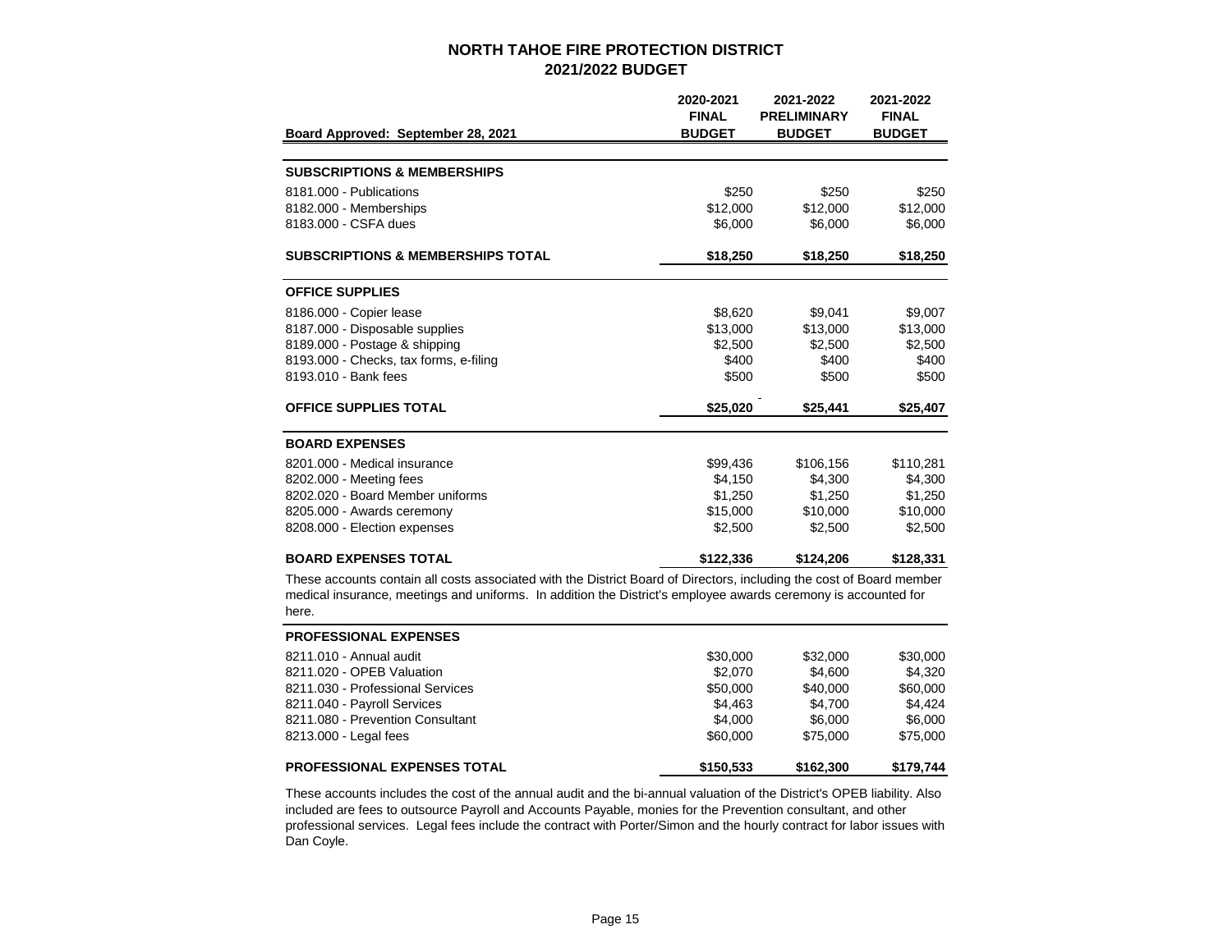# NORTH TAHOE FIRE PROTECTION DISTRICT
## 2021/2022 BUDGET

| Board Approved: September 28, 2021 | 2020-2021 FINAL BUDGET | 2021-2022 PRELIMINARY BUDGET | 2021-2022 FINAL BUDGET |
|---|---|---|---|
| **SUBSCRIPTIONS & MEMBERSHIPS** | | | |
| 8181.000 - Publications | $250 | $250 | $250 |
| 8182.000 - Memberships | $12,000 | $12,000 | $12,000 |
| 8183.000 - CSFA dues | $6,000 | $6,000 | $6,000 |
| **SUBSCRIPTIONS & MEMBERSHIPS TOTAL** | **$18,250** | **$18,250** | **$18,250** |
| **OFFICE SUPPLIES** | | | |
| 8186.000 - Copier lease | $8,620 | $9,041 | $9,007 |
| 8187.000 - Disposable supplies | $13,000 | $13,000 | $13,000 |
| 8189.000 - Postage & shipping | $2,500 | $2,500 | $2,500 |
| 8193.000 - Checks, tax forms, e-filing | $400 | $400 | $400 |
| 8193.010 - Bank fees | $500 | $500 | $500 |
| **OFFICE SUPPLIES TOTAL** | **$25,020** | **$25,441** | **$25,407** |
| **BOARD EXPENSES** | | | |
| 8201.000 - Medical insurance | $99,436 | $106,156 | $110,281 |
| 8202.000 - Meeting fees | $4,150 | $4,300 | $4,300 |
| 8202.020 - Board Member uniforms | $1,250 | $1,250 | $1,250 |
| 8205.000 - Awards ceremony | $15,000 | $10,000 | $10,000 |
| 8208.000 - Election expenses | $2,500 | $2,500 | $2,500 |
| **BOARD EXPENSES TOTAL** | **$122,336** | **$124,206** | **$128,331** |

These accounts contain all costs associated with the District Board of Directors, including the cost of Board member medical insurance, meetings and uniforms. In addition the District's employee awards ceremony is accounted for here.

| | 2020-2021 FINAL BUDGET | 2021-2022 PRELIMINARY BUDGET | 2021-2022 FINAL BUDGET |
|---|---|---|---|
| **PROFESSIONAL EXPENSES** | | | |
| 8211.010 - Annual audit | $30,000 | $32,000 | $30,000 |
| 8211.020 - OPEB Valuation | $2,070 | $4,600 | $4,320 |
| 8211.030 - Professional Services | $50,000 | $40,000 | $60,000 |
| 8211.040 - Payroll Services | $4,463 | $4,700 | $4,424 |
| 8211.080 - Prevention Consultant | $4,000 | $6,000 | $6,000 |
| 8213.000 - Legal fees | $60,000 | $75,000 | $75,000 |
| **PROFESSIONAL EXPENSES TOTAL** | **$150,533** | **$162,300** | **$179,744** |

These accounts includes the cost of the annual audit and the bi-annual valuation of the District's OPEB liability. Also included are fees to outsource Payroll and Accounts Payable, monies for the Prevention consultant, and other professional services. Legal fees include the contract with Porter/Simon and the hourly contract for labor issues with Dan Coyle.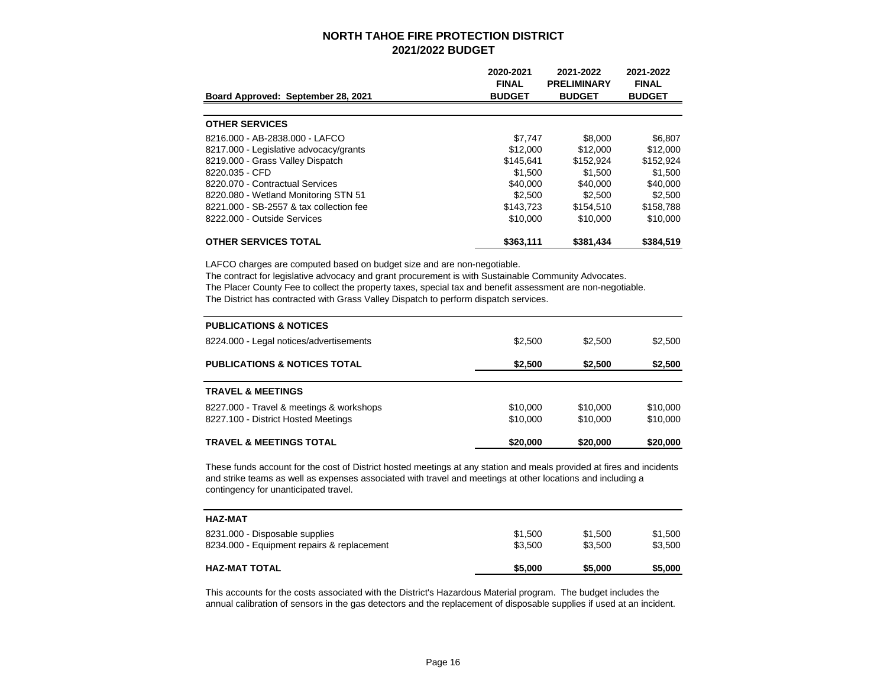# NORTH TAHOE FIRE PROTECTION DISTRICT
## 2021/2022 BUDGET

| Board Approved: September 28, 2021 | 2020-2021 FINAL BUDGET | 2021-2022 PRELIMINARY BUDGET | 2021-2022 FINAL BUDGET |
|---|---|---|---|
| **OTHER SERVICES** | | | |
| 8216.000 - AB-2838.000 - LAFCO | $7,747 | $8,000 | $6,807 |
| 8217.000 - Legislative advocacy/grants | $12,000 | $12,000 | $12,000 |
| 8219.000 - Grass Valley Dispatch | $145,641 | $152,924 | $152,924 |
| 8220.035 - CFD | $1,500 | $1,500 | $1,500 |
| 8220.070 - Contractual Services | $40,000 | $40,000 | $40,000 |
| 8220.080 - Wetland Monitoring STN 51 | $2,500 | $2,500 | $2,500 |
| 8221.000 - SB-2557 & tax collection fee | $143,723 | $154,510 | $158,788 |
| 8222.000 - Outside Services | $10,000 | $10,000 | $10,000 |
| **OTHER SERVICES TOTAL** | **$363,111** | **$381,434** | **$384,519** |

LAFCO charges are computed based on budget size and are non-negotiable.
The contract for legislative advocacy and grant procurement is with Sustainable Community Advocates.
The Placer County Fee to collect the property taxes, special tax and benefit assessment are non-negotiable.
The District has contracted with Grass Valley Dispatch to perform dispatch services.

| | 2020-2021 FINAL BUDGET | 2021-2022 PRELIMINARY BUDGET | 2021-2022 FINAL BUDGET |
|---|---|---|---|
| **PUBLICATIONS & NOTICES** | | | |
| 8224.000 - Legal notices/advertisements | $2,500 | $2,500 | $2,500 |
| **PUBLICATIONS & NOTICES TOTAL** | **$2,500** | **$2,500** | **$2,500** |

| | 2020-2021 FINAL BUDGET | 2021-2022 PRELIMINARY BUDGET | 2021-2022 FINAL BUDGET |
|---|---|---|---|
| **TRAVEL & MEETINGS** | | | |
| 8227.000 - Travel & meetings & workshops | $10,000 | $10,000 | $10,000 |
| 8227.100 - District Hosted Meetings | $10,000 | $10,000 | $10,000 |
| **TRAVEL & MEETINGS TOTAL** | **$20,000** | **$20,000** | **$20,000** |

These funds account for the cost of District hosted meetings at any station and meals provided at fires and incidents and strike teams as well as expenses associated with travel and meetings at other locations and including a contingency for unanticipated travel.

| | 2020-2021 FINAL BUDGET | 2021-2022 PRELIMINARY BUDGET | 2021-2022 FINAL BUDGET |
|---|---|---|---|
| **HAZ-MAT** | | | |
| 8231.000 - Disposable supplies | $1,500 | $1,500 | $1,500 |
| 8234.000 - Equipment repairs & replacement | $3,500 | $3,500 | $3,500 |
| **HAZ-MAT TOTAL** | **$5,000** | **$5,000** | **$5,000** |

This accounts for the costs associated with the District's Hazardous Material program. The budget includes the annual calibration of sensors in the gas detectors and the replacement of disposable supplies if used at an incident.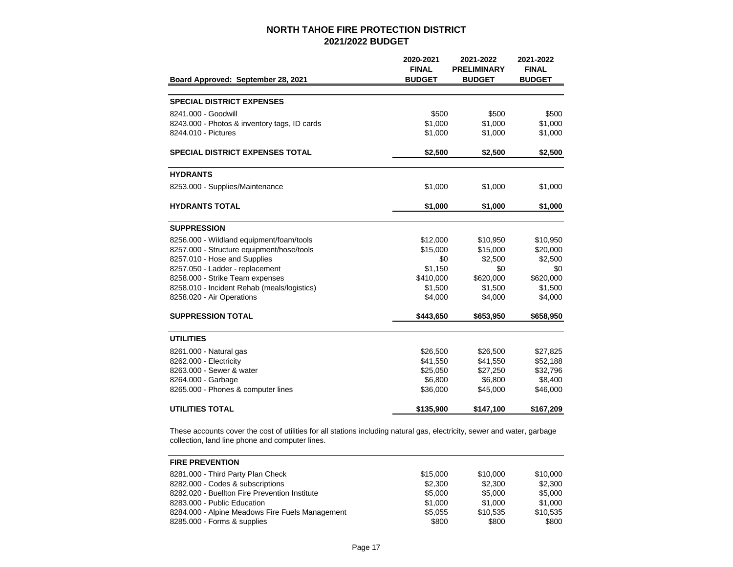# NORTH TAHOE FIRE PROTECTION DISTRICT
## 2021/2022 BUDGET

| Board Approved: September 28, 2021 | 2020-2021 FINAL BUDGET | 2021-2022 PRELIMINARY BUDGET | 2021-2022 FINAL BUDGET |
|---|---|---|---|
| **SPECIAL DISTRICT EXPENSES** | | | |
| 8241.000 - Goodwill | $500 | $500 | $500 |
| 8243.000 - Photos & inventory tags, ID cards | $1,000 | $1,000 | $1,000 |
| 8244.010 - Pictures | $1,000 | $1,000 | $1,000 |
| **SPECIAL DISTRICT EXPENSES TOTAL** | **$2,500** | **$2,500** | **$2,500** |
| **HYDRANTS** | | | |
| 8253.000 - Supplies/Maintenance | $1,000 | $1,000 | $1,000 |
| **HYDRANTS TOTAL** | **$1,000** | **$1,000** | **$1,000** |
| **SUPPRESSION** | | | |
| 8256.000 - Wildland equipment/foam/tools | $12,000 | $10,950 | $10,950 |
| 8257.000 - Structure equipment/hose/tools | $15,000 | $15,000 | $20,000 |
| 8257.010 - Hose and Supplies | $0 | $2,500 | $2,500 |
| 8257.050 - Ladder - replacement | $1,150 | $0 | $0 |
| 8258.000 - Strike Team expenses | $410,000 | $620,000 | $620,000 |
| 8258.010 - Incident Rehab (meals/logistics) | $1,500 | $1,500 | $1,500 |
| 8258.020 - Air Operations | $4,000 | $4,000 | $4,000 |
| **SUPPRESSION TOTAL** | **$443,650** | **$653,950** | **$658,950** |
| **UTILITIES** | | | |
| 8261.000 - Natural gas | $26,500 | $26,500 | $27,825 |
| 8262.000 - Electricity | $41,550 | $41,550 | $52,188 |
| 8263.000 - Sewer & water | $25,050 | $27,250 | $32,796 |
| 8264.000 - Garbage | $6,800 | $6,800 | $8,400 |
| 8265.000 - Phones & computer lines | $36,000 | $45,000 | $46,000 |
| **UTILITIES TOTAL** | **$135,900** | **$147,100** | **$167,209** |

These accounts cover the cost of utilities for all stations including natural gas, electricity, sewer and water, garbage collection, land line phone and computer lines.

| | | | |
|---|---|---|---|
| **FIRE PREVENTION** | | | |
| 8281.000 - Third Party Plan Check | $15,000 | $10,000 | $10,000 |
| 8282.000 - Codes & subscriptions | $2,300 | $2,300 | $2,300 |
| 8282.020 - Buellton Fire Prevention Institute | $5,000 | $5,000 | $5,000 |
| 8283.000 - Public Education | $1,000 | $1,000 | $1,000 |
| 8284.000 - Alpine Meadows Fire Fuels Management | $5,055 | $10,535 | $10,535 |
| 8285.000 - Forms & supplies | $800 | $800 | $800 |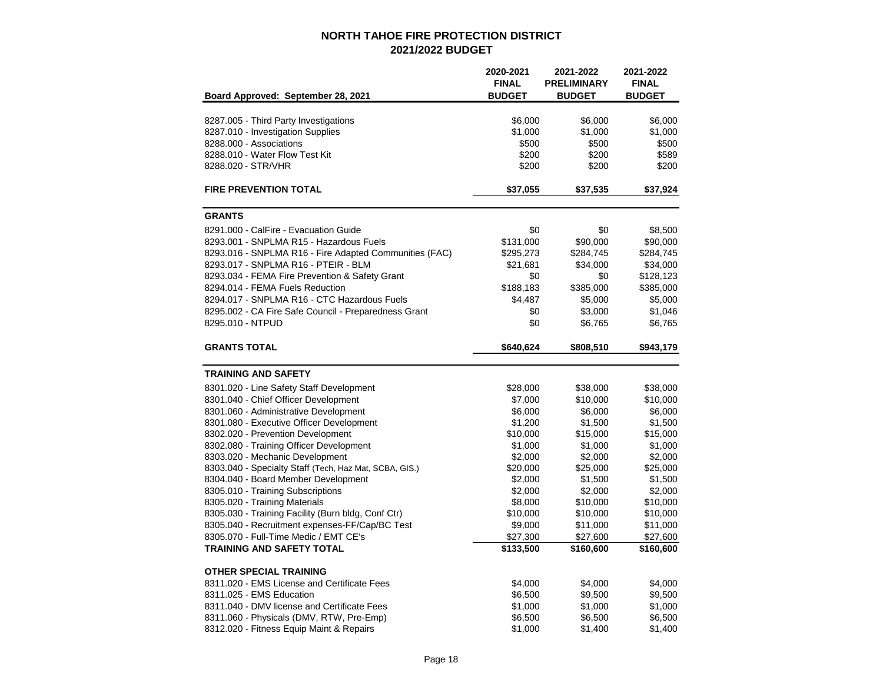# NORTH TAHOE FIRE PROTECTION DISTRICT
## 2021/2022 BUDGET

| Board Approved: September 28, 2021 | 2020-2021 FINAL BUDGET | 2021-2022 PRELIMINARY BUDGET | 2021-2022 FINAL BUDGET |
|---|---|---|---|
| 8287.005 - Third Party Investigations | $6,000 | $6,000 | $6,000 |
| 8287.010 - Investigation Supplies | $1,000 | $1,000 | $1,000 |
| 8288.000 - Associations | $500 | $500 | $500 |
| 8288.010 - Water Flow Test Kit | $200 | $200 | $589 |
| 8288.020 - STR/VHR | $200 | $200 | $200 |
| **FIRE PREVENTION TOTAL** | **$37,055** | **$37,535** | **$37,924** |
| **GRANTS** | | | |
| 8291.000 - CalFire - Evacuation Guide | $0 | $0 | $8,500 |
| 8293.001 - SNPLMA R15 - Hazardous Fuels | $131,000 | $90,000 | $90,000 |
| 8293.016 - SNPLMA R16 - Fire Adapted Communities (FAC) | $295,273 | $284,745 | $284,745 |
| 8293.017 - SNPLMA R16 - PTEIR - BLM | $21,681 | $34,000 | $34,000 |
| 8293.034 - FEMA Fire Prevention & Safety Grant | $0 | $0 | $128,123 |
| 8294.014 - FEMA Fuels Reduction | $188,183 | $385,000 | $385,000 |
| 8294.017 - SNPLMA R16 - CTC Hazardous Fuels | $4,487 | $5,000 | $5,000 |
| 8295.002 - CA Fire Safe Council - Preparedness Grant | $0 | $3,000 | $1,046 |
| 8295.010 - NTPUD | $0 | $6,765 | $6,765 |
| **GRANTS TOTAL** | **$640,624** | **$808,510** | **$943,179** |
| **TRAINING AND SAFETY** | | | |
| 8301.020 - Line Safety Staff Development | $28,000 | $38,000 | $38,000 |
| 8301.040 - Chief Officer Development | $7,000 | $10,000 | $10,000 |
| 8301.060 - Administrative Development | $6,000 | $6,000 | $6,000 |
| 8301.080 - Executive Officer Development | $1,200 | $1,500 | $1,500 |
| 8302.020 - Prevention Development | $10,000 | $15,000 | $15,000 |
| 8302.080 - Training Officer Development | $1,000 | $1,000 | $1,000 |
| 8303.020 - Mechanic Development | $2,000 | $2,000 | $2,000 |
| 8303.040 - Specialty Staff (Tech, Haz Mat, SCBA, GIS.) | $20,000 | $25,000 | $25,000 |
| 8304.040 - Board Member Development | $2,000 | $1,500 | $1,500 |
| 8305.010 - Training Subscriptions | $2,000 | $2,000 | $2,000 |
| 8305.020 - Training Materials | $8,000 | $10,000 | $10,000 |
| 8305.030 - Training Facility (Burn bldg, Conf Ctr) | $10,000 | $10,000 | $10,000 |
| 8305.040 - Recruitment expenses-FF/Cap/BC Test | $9,000 | $11,000 | $11,000 |
| 8305.070 - Full-Time Medic / EMT CE's | $27,300 | $27,600 | $27,600 |
| **TRAINING AND SAFETY TOTAL** | **$133,500** | **$160,600** | **$160,600** |
| **OTHER SPECIAL TRAINING** | | | |
| 8311.020 - EMS License and Certificate Fees | $4,000 | $4,000 | $4,000 |
| 8311.025 - EMS Education | $6,500 | $9,500 | $9,500 |
| 8311.040 - DMV license and Certificate Fees | $1,000 | $1,000 | $1,000 |
| 8311.060 - Physicals (DMV, RTW, Pre-Emp) | $6,500 | $6,500 | $6,500 |
| 8312.020 - Fitness Equip Maint & Repairs | $1,000 | $1,400 | $1,400 |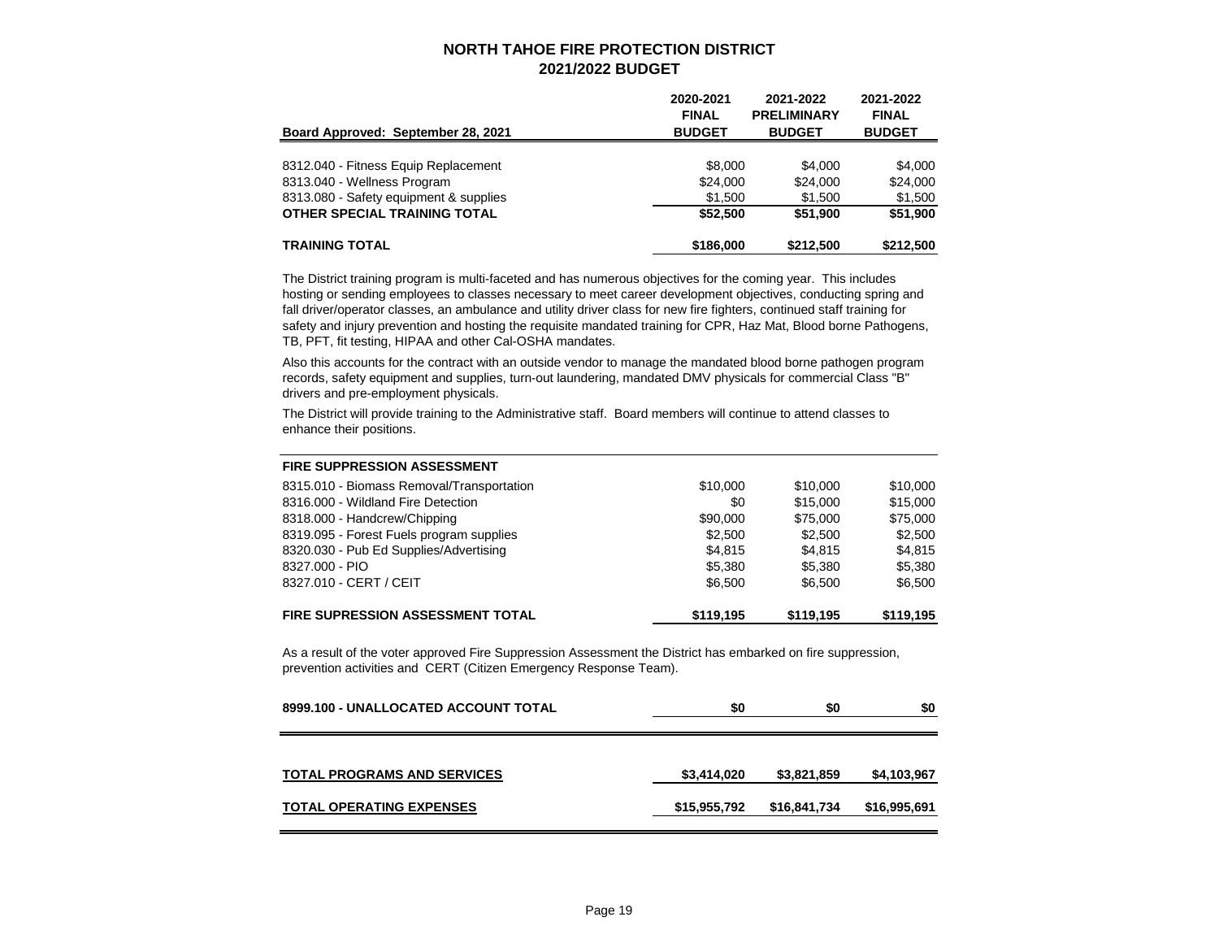# NORTH TAHOE FIRE PROTECTION DISTRICT
## 2021/2022 BUDGET

| Board Approved: September 28, 2021 | 2020-2021 FINAL BUDGET | 2021-2022 PRELIMINARY BUDGET | 2021-2022 FINAL BUDGET |
|---|---|---|---|
| 8312.040 - Fitness Equip Replacement | $8,000 | $4,000 | $4,000 |
| 8313.040 - Wellness Program | $24,000 | $24,000 | $24,000 |
| 8313.080 - Safety equipment & supplies | $1,500 | $1,500 | $1,500 |
| **OTHER SPECIAL TRAINING TOTAL** | **$52,500** | **$51,900** | **$51,900** |
| **TRAINING TOTAL** | **$186,000** | **$212,500** | **$212,500** |

The District training program is multi-faceted and has numerous objectives for the coming year. This includes hosting or sending employees to classes necessary to meet career development objectives, conducting spring and fall driver/operator classes, an ambulance and utility driver class for new fire fighters, continued staff training for safety and injury prevention and hosting the requisite mandated training for CPR, Haz Mat, Blood borne Pathogens, TB, PFT, fit testing, HIPAA and other Cal-OSHA mandates.

Also this accounts for the contract with an outside vendor to manage the mandated blood borne pathogen program records, safety equipment and supplies, turn-out laundering, mandated DMV physicals for commercial Class "B" drivers and pre-employment physicals.

The District will provide training to the Administrative staff. Board members will continue to attend classes to enhance their positions.

| FIRE SUPPRESSION ASSESSMENT | 2020-2021 FINAL BUDGET | 2021-2022 PRELIMINARY BUDGET | 2021-2022 FINAL BUDGET |
|---|---|---|---|
| 8315.010 - Biomass Removal/Transportation | $10,000 | $10,000 | $10,000 |
| 8316.000 - Wildland Fire Detection | $0 | $15,000 | $15,000 |
| 8318.000 - Handcrew/Chipping | $90,000 | $75,000 | $75,000 |
| 8319.095 - Forest Fuels program supplies | $2,500 | $2,500 | $2,500 |
| 8320.030 - Pub Ed Supplies/Advertising | $4,815 | $4,815 | $4,815 |
| 8327.000 - PIO | $5,380 | $5,380 | $5,380 |
| 8327.010 - CERT / CEIT | $6,500 | $6,500 | $6,500 |
| **FIRE SUPRESSION ASSESSMENT TOTAL** | **$119,195** | **$119,195** | **$119,195** |

As a result of the voter approved Fire Suppression Assessment the District has embarked on fire suppression, prevention activities and CERT (Citizen Emergency Response Team).

| | 2020-2021 FINAL BUDGET | 2021-2022 PRELIMINARY BUDGET | 2021-2022 FINAL BUDGET |
|---|---|---|---|
| **8999.100 - UNALLOCATED ACCOUNT TOTAL** | **$0** | **$0** | **$0** |
| **TOTAL PROGRAMS AND SERVICES** | **$3,414,020** | **$3,821,859** | **$4,103,967** |
| **TOTAL OPERATING EXPENSES** | **$15,955,792** | **$16,841,734** | **$16,995,691** |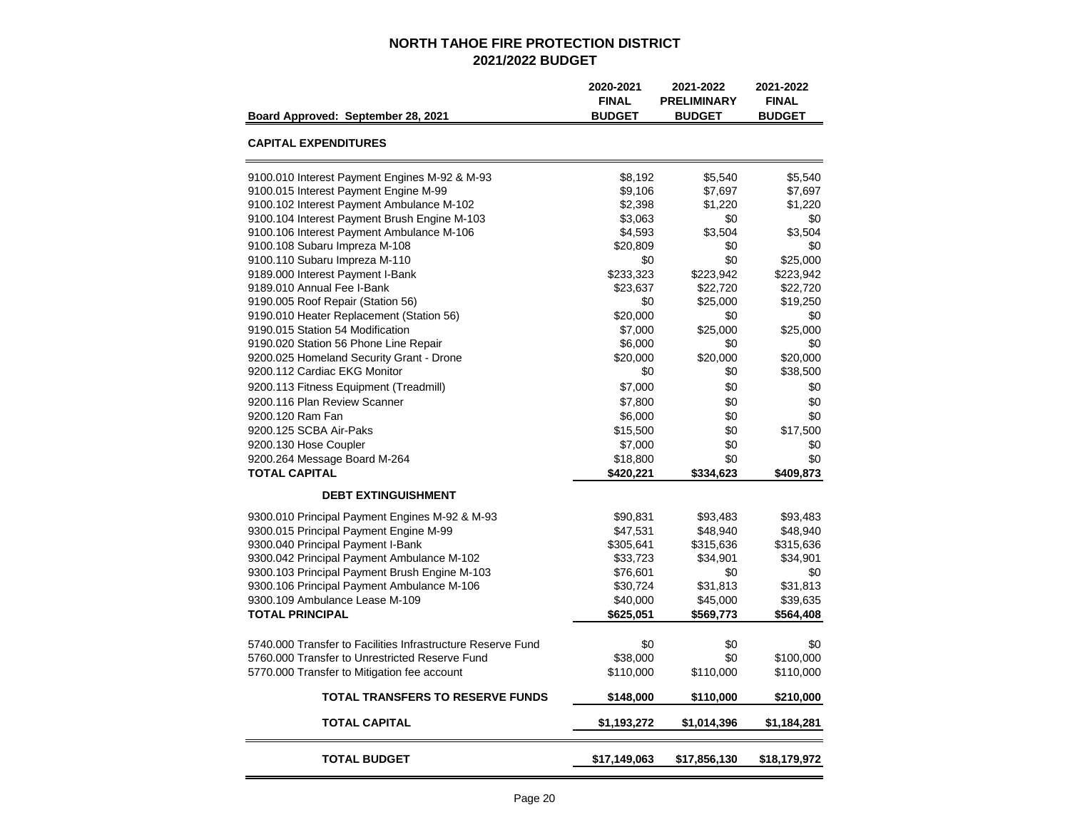# NORTH TAHOE FIRE PROTECTION DISTRICT
## 2021/2022 BUDGET

| Board Approved: September 28, 2021 | 2020-2021 FINAL BUDGET | 2021-2022 PRELIMINARY BUDGET | 2021-2022 FINAL BUDGET |
|---|---|---|---|
| **CAPITAL EXPENDITURES** | | | |
| 9100.010 Interest Payment Engines M-92 & M-93 | $8,192 | $5,540 | $5,540 |
| 9100.015 Interest Payment Engine M-99 | $9,106 | $7,697 | $7,697 |
| 9100.102 Interest Payment Ambulance M-102 | $2,398 | $1,220 | $1,220 |
| 9100.104 Interest Payment Brush Engine M-103 | $3,063 | $0 | $0 |
| 9100.106 Interest Payment Ambulance M-106 | $4,593 | $3,504 | $3,504 |
| 9100.108 Subaru Impreza M-108 | $20,809 | $0 | $0 |
| 9100.110 Subaru Impreza M-110 | $0 | $0 | $25,000 |
| 9189.000 Interest Payment I-Bank | $233,323 | $223,942 | $223,942 |
| 9189.010 Annual Fee I-Bank | $23,637 | $22,720 | $22,720 |
| 9190.005 Roof Repair (Station 56) | $0 | $25,000 | $19,250 |
| 9190.010 Heater Replacement (Station 56) | $20,000 | $0 | $0 |
| 9190.015 Station 54 Modification | $7,000 | $25,000 | $25,000 |
| 9190.020 Station 56 Phone Line Repair | $6,000 | $0 | $0 |
| 9200.025 Homeland Security Grant - Drone | $20,000 | $20,000 | $20,000 |
| 9200.112 Cardiac EKG Monitor | $0 | $0 | $38,500 |
| 9200.113 Fitness Equipment (Treadmill) | $7,000 | $0 | $0 |
| 9200.116 Plan Review Scanner | $7,800 | $0 | $0 |
| 9200.120 Ram Fan | $6,000 | $0 | $0 |
| 9200.125 SCBA Air-Paks | $15,500 | $0 | $17,500 |
| 9200.130 Hose Coupler | $7,000 | $0 | $0 |
| 9200.264 Message Board M-264 | $18,800 | $0 | $0 |
| **TOTAL CAPITAL** | **$420,221** | **$334,623** | **$409,873** |
| **DEBT EXTINGUISHMENT** | | | |
| 9300.010 Principal Payment Engines M-92 & M-93 | $90,831 | $93,483 | $93,483 |
| 9300.015 Principal Payment Engine M-99 | $47,531 | $48,940 | $48,940 |
| 9300.040 Principal Payment I-Bank | $305,641 | $315,636 | $315,636 |
| 9300.042 Principal Payment Ambulance M-102 | $33,723 | $34,901 | $34,901 |
| 9300.103 Principal Payment Brush Engine M-103 | $76,601 | $0 | $0 |
| 9300.106 Principal Payment Ambulance M-106 | $30,724 | $31,813 | $31,813 |
| 9300.109 Ambulance Lease M-109 | $40,000 | $45,000 | $39,635 |
| **TOTAL PRINCIPAL** | **$625,051** | **$569,773** | **$564,408** |
| 5740.000 Transfer to Facilities Infrastructure Reserve Fund | $0 | $0 | $0 |
| 5760.000 Transfer to Unrestricted Reserve Fund | $38,000 | $0 | $100,000 |
| 5770.000 Transfer to Mitigation fee account | $110,000 | $110,000 | $110,000 |
| **TOTAL TRANSFERS TO RESERVE FUNDS** | **$148,000** | **$110,000** | **$210,000** |
| **TOTAL CAPITAL** | **$1,193,272** | **$1,014,396** | **$1,184,281** |
| **TOTAL BUDGET** | **$17,149,063** | **$17,856,130** | **$18,179,972** |